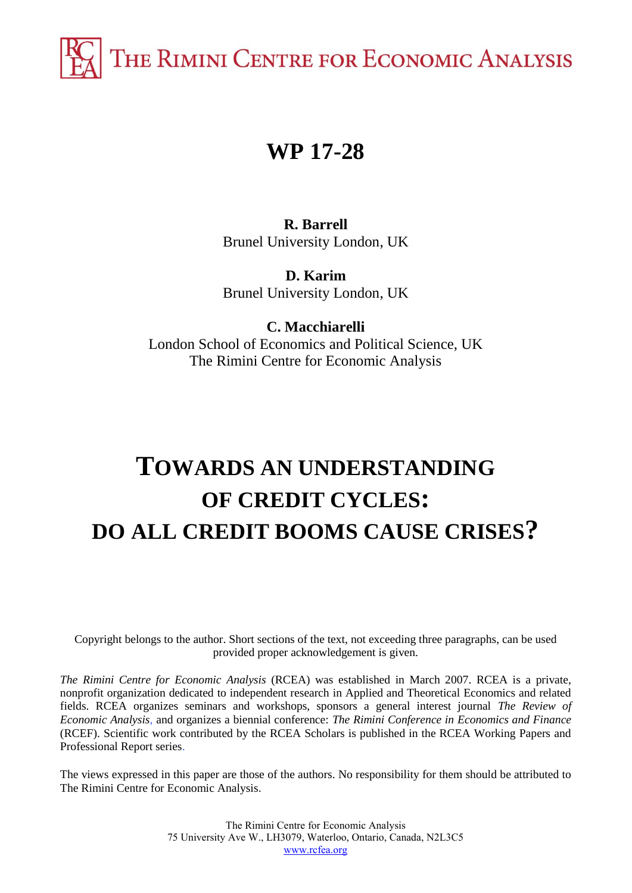THE RIMINI CENTRE FOR ECONOMIC ANALYSIS

# WP 17-28

**R. Barrell**
Brunel University London, UK

**D. Karim**
Brunel University London, UK

**C. Macchiarelli**
London School of Economics and Political Science, UK
The Rimini Centre for Economic Analysis

# TOWARDS AN UNDERSTANDING OF CREDIT CYCLES: DO ALL CREDIT BOOMS CAUSE CRISES?

Copyright belongs to the author. Short sections of the text, not exceeding three paragraphs, can be used provided proper acknowledgement is given.

*The Rimini Centre for Economic Analysis* (RCEA) was established in March 2007. RCEA is a private, nonprofit organization dedicated to independent research in Applied and Theoretical Economics and related fields. RCEA organizes seminars and workshops, sponsors a general interest journal *The Review of Economic Analysis*, and organizes a biennial conference: *The Rimini Conference in Economics and Finance* (RCEF). Scientific work contributed by the RCEA Scholars is published in the RCEA Working Papers and Professional Report series.

The views expressed in this paper are those of the authors. No responsibility for them should be attributed to The Rimini Centre for Economic Analysis.

The Rimini Centre for Economic Analysis
75 University Ave W., LH3079, Waterloo, Ontario, Canada, N2L3C5
www.rcfea.org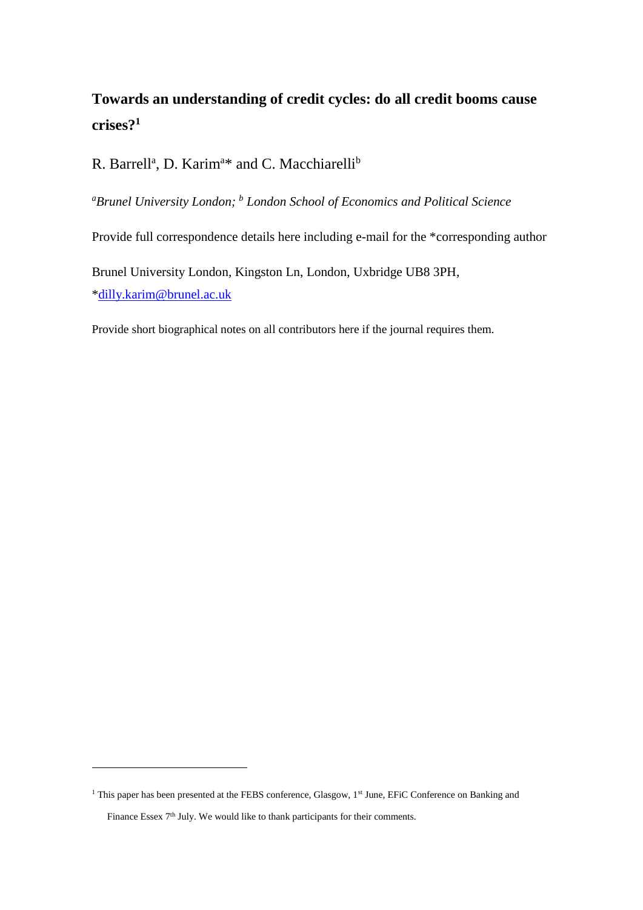# Towards an understanding of credit cycles: do all credit booms cause crises?[1]

R. Barrell[a], D. Karim[a]* and C. Macchiarelli[b]

*[a]Brunel University London; [b] London School of Economics and Political Science*

Provide full correspondence details here including e-mail for the *corresponding author

Brunel University London, Kingston Ln, London, Uxbridge UB8 3PH, *dilly.karim@brunel.ac.uk

Provide short biographical notes on all contributors here if the journal requires them.

---

[1] This paper has been presented at the FEBS conference, Glasgow, 1st June, EFiC Conference on Banking and Finance Essex 7th July. We would like to thank participants for their comments.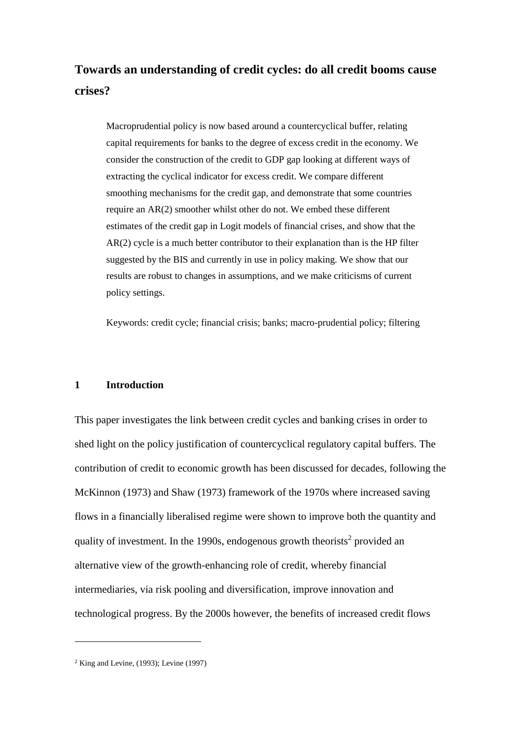# Towards an understanding of credit cycles: do all credit booms cause crises?

> Macroprudential policy is now based around a countercyclical buffer, relating capital requirements for banks to the degree of excess credit in the economy. We consider the construction of the credit to GDP gap looking at different ways of extracting the cyclical indicator for excess credit. We compare different smoothing mechanisms for the credit gap, and demonstrate that some countries require an AR(2) smoother whilst other do not. We embed these different estimates of the credit gap in Logit models of financial crises, and show that the AR(2) cycle is a much better contributor to their explanation than is the HP filter suggested by the BIS and currently in use in policy making. We show that our results are robust to changes in assumptions, and we make criticisms of current policy settings.
>
> Keywords: credit cycle; financial crisis; banks; macro-prudential policy; filtering

## 1 Introduction

This paper investigates the link between credit cycles and banking crises in order to shed light on the policy justification of countercyclical regulatory capital buffers. The contribution of credit to economic growth has been discussed for decades, following the McKinnon (1973) and Shaw (1973) framework of the 1970s where increased saving flows in a financially liberalised regime were shown to improve both the quantity and quality of investment. In the 1990s, endogenous growth theorists[2] provided an alternative view of the growth-enhancing role of credit, whereby financial intermediaries, via risk pooling and diversification, improve innovation and technological progress. By the 2000s however, the benefits of increased credit flows

---

[2] King and Levine, (1993); Levine (1997)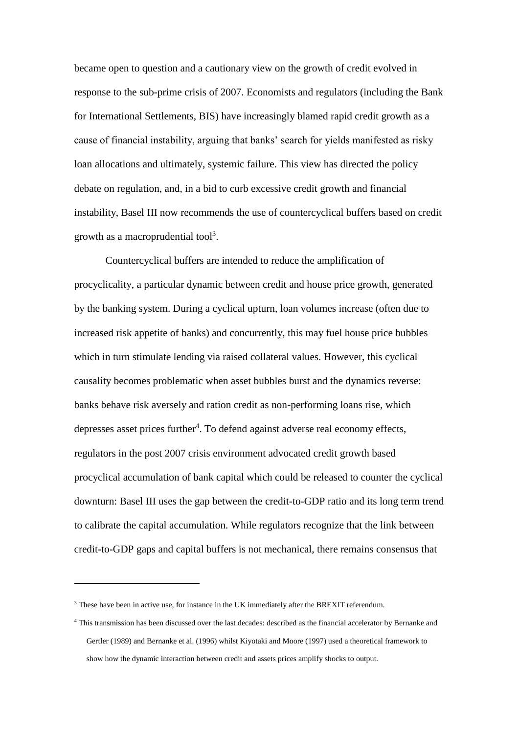became open to question and a cautionary view on the growth of credit evolved in response to the sub-prime crisis of 2007. Economists and regulators (including the Bank for International Settlements, BIS) have increasingly blamed rapid credit growth as a cause of financial instability, arguing that banks' search for yields manifested as risky loan allocations and ultimately, systemic failure. This view has directed the policy debate on regulation, and, in a bid to curb excessive credit growth and financial instability, Basel III now recommends the use of countercyclical buffers based on credit growth as a macroprudential tool[3].

Countercyclical buffers are intended to reduce the amplification of procyclicality, a particular dynamic between credit and house price growth, generated by the banking system. During a cyclical upturn, loan volumes increase (often due to increased risk appetite of banks) and concurrently, this may fuel house price bubbles which in turn stimulate lending via raised collateral values. However, this cyclical causality becomes problematic when asset bubbles burst and the dynamics reverse: banks behave risk aversely and ration credit as non-performing loans rise, which depresses asset prices further[4]. To defend against adverse real economy effects, regulators in the post 2007 crisis environment advocated credit growth based procyclical accumulation of bank capital which could be released to counter the cyclical downturn: Basel III uses the gap between the credit-to-GDP ratio and its long term trend to calibrate the capital accumulation. While regulators recognize that the link between credit-to-GDP gaps and capital buffers is not mechanical, there remains consensus that

[3] These have been in active use, for instance in the UK immediately after the BREXIT referendum.

[4] This transmission has been discussed over the last decades: described as the financial accelerator by Bernanke and Gertler (1989) and Bernanke et al. (1996) whilst Kiyotaki and Moore (1997) used a theoretical framework to show how the dynamic interaction between credit and assets prices amplify shocks to output.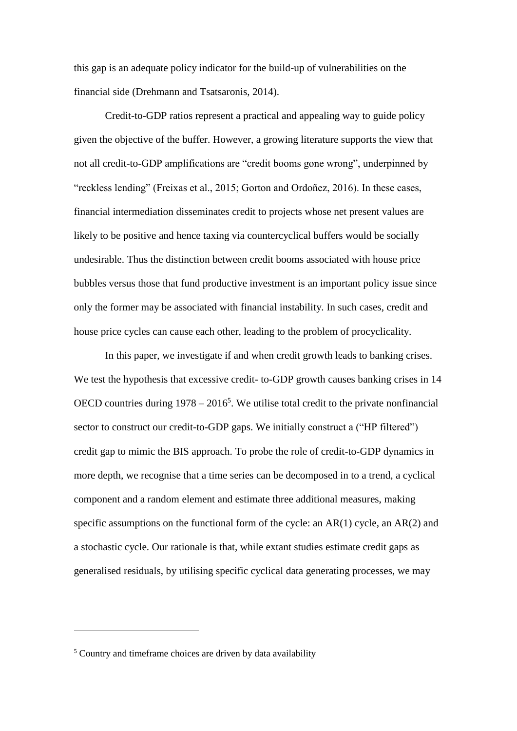this gap is an adequate policy indicator for the build-up of vulnerabilities on the financial side (Drehmann and Tsatsaronis, 2014).

Credit-to-GDP ratios represent a practical and appealing way to guide policy given the objective of the buffer. However, a growing literature supports the view that not all credit-to-GDP amplifications are "credit booms gone wrong", underpinned by "reckless lending" (Freixas et al., 2015; Gorton and Ordoñez, 2016). In these cases, financial intermediation disseminates credit to projects whose net present values are likely to be positive and hence taxing via countercyclical buffers would be socially undesirable. Thus the distinction between credit booms associated with house price bubbles versus those that fund productive investment is an important policy issue since only the former may be associated with financial instability. In such cases, credit and house price cycles can cause each other, leading to the problem of procyclicality.

In this paper, we investigate if and when credit growth leads to banking crises. We test the hypothesis that excessive credit- to-GDP growth causes banking crises in 14 OECD countries during 1978 – 2016[5]. We utilise total credit to the private nonfinancial sector to construct our credit-to-GDP gaps. We initially construct a ("HP filtered") credit gap to mimic the BIS approach. To probe the role of credit-to-GDP dynamics in more depth, we recognise that a time series can be decomposed in to a trend, a cyclical component and a random element and estimate three additional measures, making specific assumptions on the functional form of the cycle: an AR(1) cycle, an AR(2) and a stochastic cycle. Our rationale is that, while extant studies estimate credit gaps as generalised residuals, by utilising specific cyclical data generating processes, we may

[5] Country and timeframe choices are driven by data availability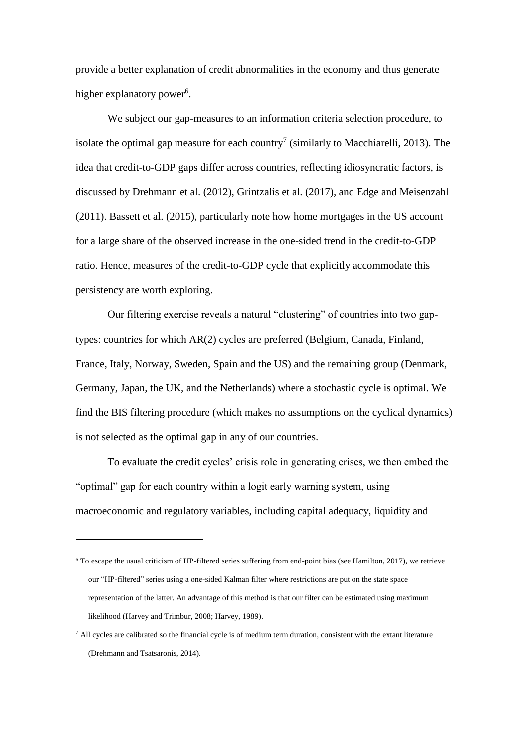provide a better explanation of credit abnormalities in the economy and thus generate higher explanatory power[6].

We subject our gap-measures to an information criteria selection procedure, to isolate the optimal gap measure for each country[7] (similarly to Macchiarelli, 2013). The idea that credit-to-GDP gaps differ across countries, reflecting idiosyncratic factors, is discussed by Drehmann et al. (2012), Grintzalis et al. (2017), and Edge and Meisenzahl (2011). Bassett et al. (2015), particularly note how home mortgages in the US account for a large share of the observed increase in the one-sided trend in the credit-to-GDP ratio. Hence, measures of the credit-to-GDP cycle that explicitly accommodate this persistency are worth exploring.

Our filtering exercise reveals a natural "clustering" of countries into two gap-types: countries for which AR(2) cycles are preferred (Belgium, Canada, Finland, France, Italy, Norway, Sweden, Spain and the US) and the remaining group (Denmark, Germany, Japan, the UK, and the Netherlands) where a stochastic cycle is optimal. We find the BIS filtering procedure (which makes no assumptions on the cyclical dynamics) is not selected as the optimal gap in any of our countries.

To evaluate the credit cycles' crisis role in generating crises, we then embed the "optimal" gap for each country within a logit early warning system, using macroeconomic and regulatory variables, including capital adequacy, liquidity and

---

[6] To escape the usual criticism of HP-filtered series suffering from end-point bias (see Hamilton, 2017), we retrieve our "HP-filtered" series using a one-sided Kalman filter where restrictions are put on the state space representation of the latter. An advantage of this method is that our filter can be estimated using maximum likelihood (Harvey and Trimbur, 2008; Harvey, 1989).

[7] All cycles are calibrated so the financial cycle is of medium term duration, consistent with the extant literature (Drehmann and Tsatsaronis, 2014).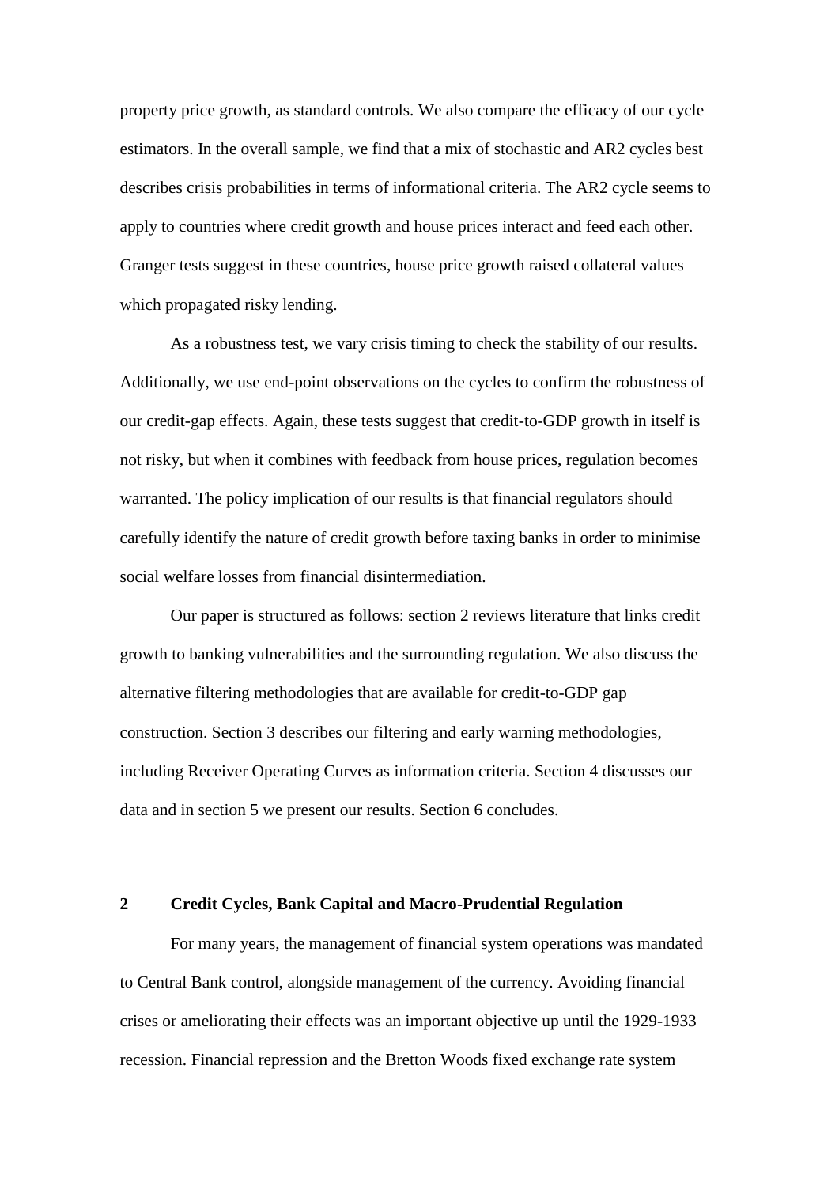property price growth, as standard controls. We also compare the efficacy of our cycle estimators. In the overall sample, we find that a mix of stochastic and AR2 cycles best describes crisis probabilities in terms of informational criteria. The AR2 cycle seems to apply to countries where credit growth and house prices interact and feed each other. Granger tests suggest in these countries, house price growth raised collateral values which propagated risky lending.

As a robustness test, we vary crisis timing to check the stability of our results. Additionally, we use end-point observations on the cycles to confirm the robustness of our credit-gap effects. Again, these tests suggest that credit-to-GDP growth in itself is not risky, but when it combines with feedback from house prices, regulation becomes warranted. The policy implication of our results is that financial regulators should carefully identify the nature of credit growth before taxing banks in order to minimise social welfare losses from financial disintermediation.

Our paper is structured as follows: section 2 reviews literature that links credit growth to banking vulnerabilities and the surrounding regulation. We also discuss the alternative filtering methodologies that are available for credit-to-GDP gap construction. Section 3 describes our filtering and early warning methodologies, including Receiver Operating Curves as information criteria. Section 4 discusses our data and in section 5 we present our results. Section 6 concludes.

## 2 Credit Cycles, Bank Capital and Macro-Prudential Regulation

For many years, the management of financial system operations was mandated to Central Bank control, alongside management of the currency. Avoiding financial crises or ameliorating their effects was an important objective up until the 1929-1933 recession. Financial repression and the Bretton Woods fixed exchange rate system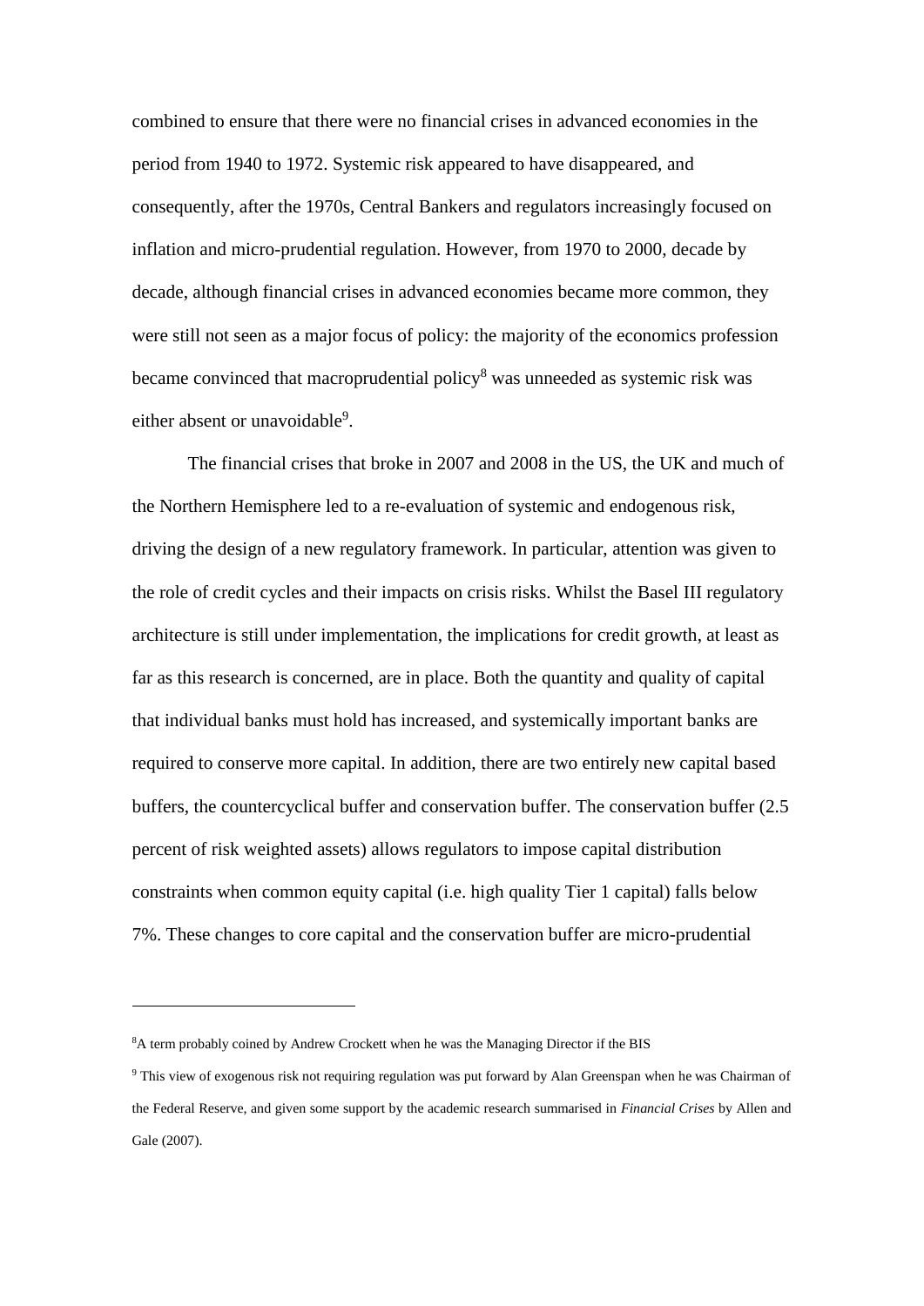combined to ensure that there were no financial crises in advanced economies in the period from 1940 to 1972. Systemic risk appeared to have disappeared, and consequently, after the 1970s, Central Bankers and regulators increasingly focused on inflation and micro-prudential regulation. However, from 1970 to 2000, decade by decade, although financial crises in advanced economies became more common, they were still not seen as a major focus of policy: the majority of the economics profession became convinced that macroprudential policy[8] was unneeded as systemic risk was either absent or unavoidable[9].

The financial crises that broke in 2007 and 2008 in the US, the UK and much of the Northern Hemisphere led to a re-evaluation of systemic and endogenous risk, driving the design of a new regulatory framework. In particular, attention was given to the role of credit cycles and their impacts on crisis risks. Whilst the Basel III regulatory architecture is still under implementation, the implications for credit growth, at least as far as this research is concerned, are in place. Both the quantity and quality of capital that individual banks must hold has increased, and systemically important banks are required to conserve more capital. In addition, there are two entirely new capital based buffers, the countercyclical buffer and conservation buffer. The conservation buffer (2.5 percent of risk weighted assets) allows regulators to impose capital distribution constraints when common equity capital (i.e. high quality Tier 1 capital) falls below 7%. These changes to core capital and the conservation buffer are micro-prudential

---

[8]A term probably coined by Andrew Crockett when he was the Managing Director if the BIS

[9] This view of exogenous risk not requiring regulation was put forward by Alan Greenspan when he was Chairman of the Federal Reserve, and given some support by the academic research summarised in *Financial Crises* by Allen and Gale (2007).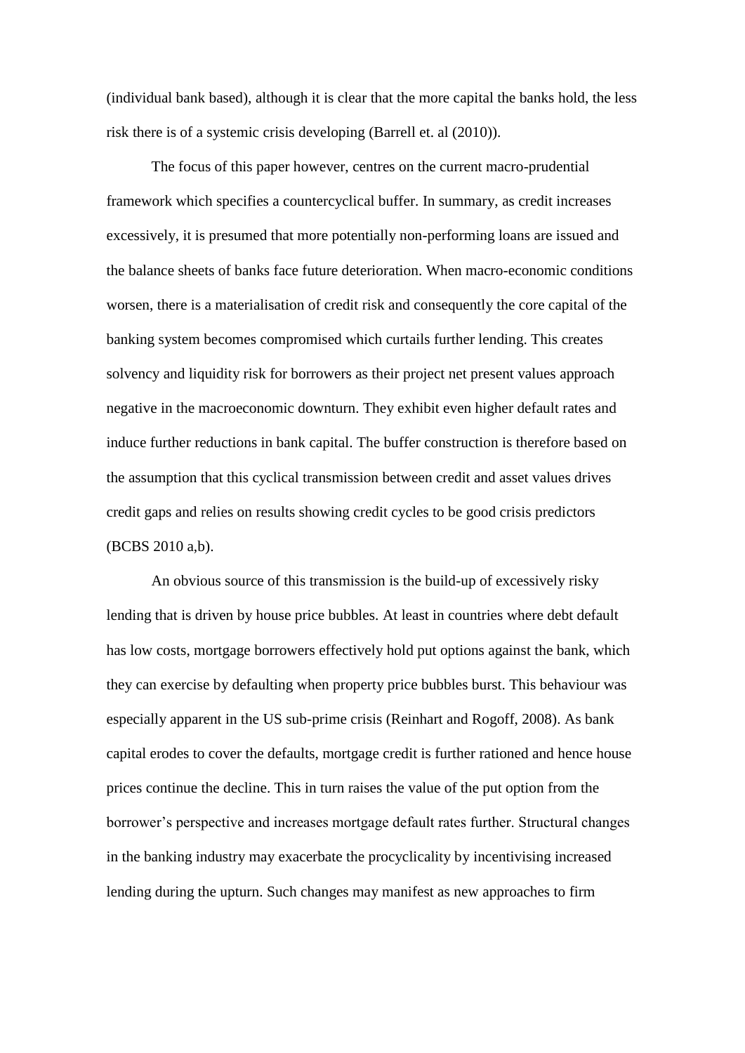(individual bank based), although it is clear that the more capital the banks hold, the less risk there is of a systemic crisis developing (Barrell et. al (2010)).

The focus of this paper however, centres on the current macro-prudential framework which specifies a countercyclical buffer. In summary, as credit increases excessively, it is presumed that more potentially non-performing loans are issued and the balance sheets of banks face future deterioration. When macro-economic conditions worsen, there is a materialisation of credit risk and consequently the core capital of the banking system becomes compromised which curtails further lending. This creates solvency and liquidity risk for borrowers as their project net present values approach negative in the macroeconomic downturn. They exhibit even higher default rates and induce further reductions in bank capital. The buffer construction is therefore based on the assumption that this cyclical transmission between credit and asset values drives credit gaps and relies on results showing credit cycles to be good crisis predictors (BCBS 2010 a,b).

An obvious source of this transmission is the build-up of excessively risky lending that is driven by house price bubbles. At least in countries where debt default has low costs, mortgage borrowers effectively hold put options against the bank, which they can exercise by defaulting when property price bubbles burst. This behaviour was especially apparent in the US sub-prime crisis (Reinhart and Rogoff, 2008). As bank capital erodes to cover the defaults, mortgage credit is further rationed and hence house prices continue the decline. This in turn raises the value of the put option from the borrower's perspective and increases mortgage default rates further. Structural changes in the banking industry may exacerbate the procyclicality by incentivising increased lending during the upturn. Such changes may manifest as new approaches to firm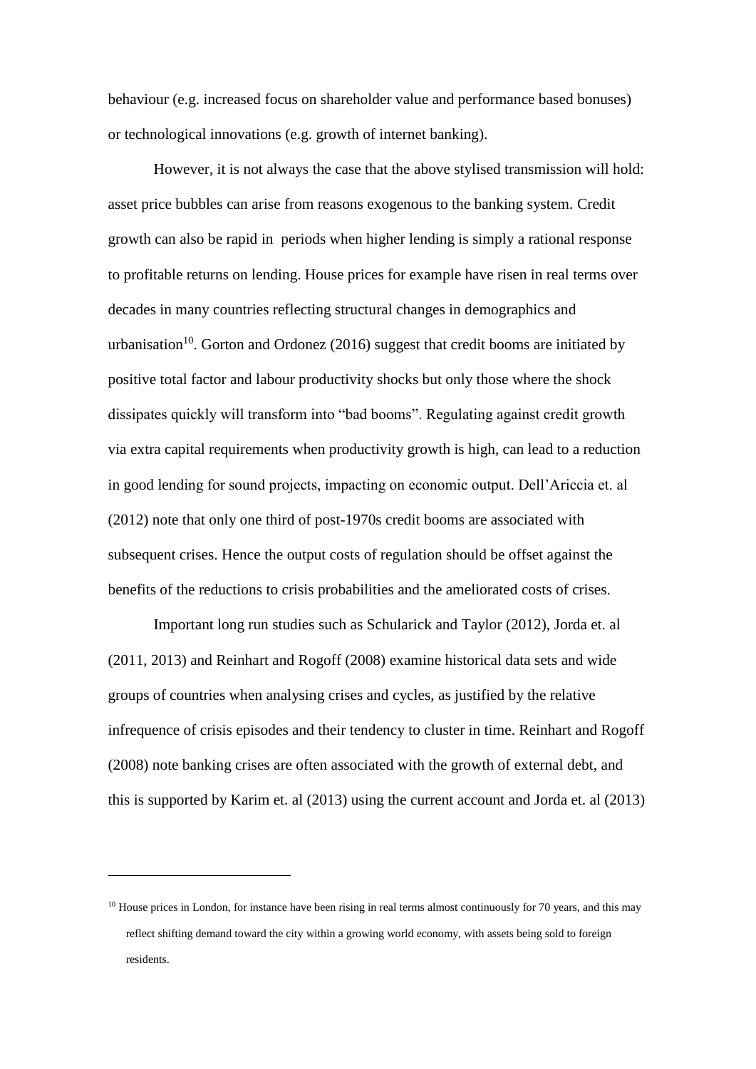behaviour (e.g. increased focus on shareholder value and performance based bonuses) or technological innovations (e.g. growth of internet banking).

However, it is not always the case that the above stylised transmission will hold: asset price bubbles can arise from reasons exogenous to the banking system. Credit growth can also be rapid in periods when higher lending is simply a rational response to profitable returns on lending. House prices for example have risen in real terms over decades in many countries reflecting structural changes in demographics and urbanisation[10]. Gorton and Ordonez (2016) suggest that credit booms are initiated by positive total factor and labour productivity shocks but only those where the shock dissipates quickly will transform into "bad booms". Regulating against credit growth via extra capital requirements when productivity growth is high, can lead to a reduction in good lending for sound projects, impacting on economic output. Dell'Ariccia et. al (2012) note that only one third of post-1970s credit booms are associated with subsequent crises. Hence the output costs of regulation should be offset against the benefits of the reductions to crisis probabilities and the ameliorated costs of crises.

Important long run studies such as Schularick and Taylor (2012), Jorda et. al (2011, 2013) and Reinhart and Rogoff (2008) examine historical data sets and wide groups of countries when analysing crises and cycles, as justified by the relative infrequence of crisis episodes and their tendency to cluster in time. Reinhart and Rogoff (2008) note banking crises are often associated with the growth of external debt, and this is supported by Karim et. al (2013) using the current account and Jorda et. al (2013)

---

[10] House prices in London, for instance have been rising in real terms almost continuously for 70 years, and this may reflect shifting demand toward the city within a growing world economy, with assets being sold to foreign residents.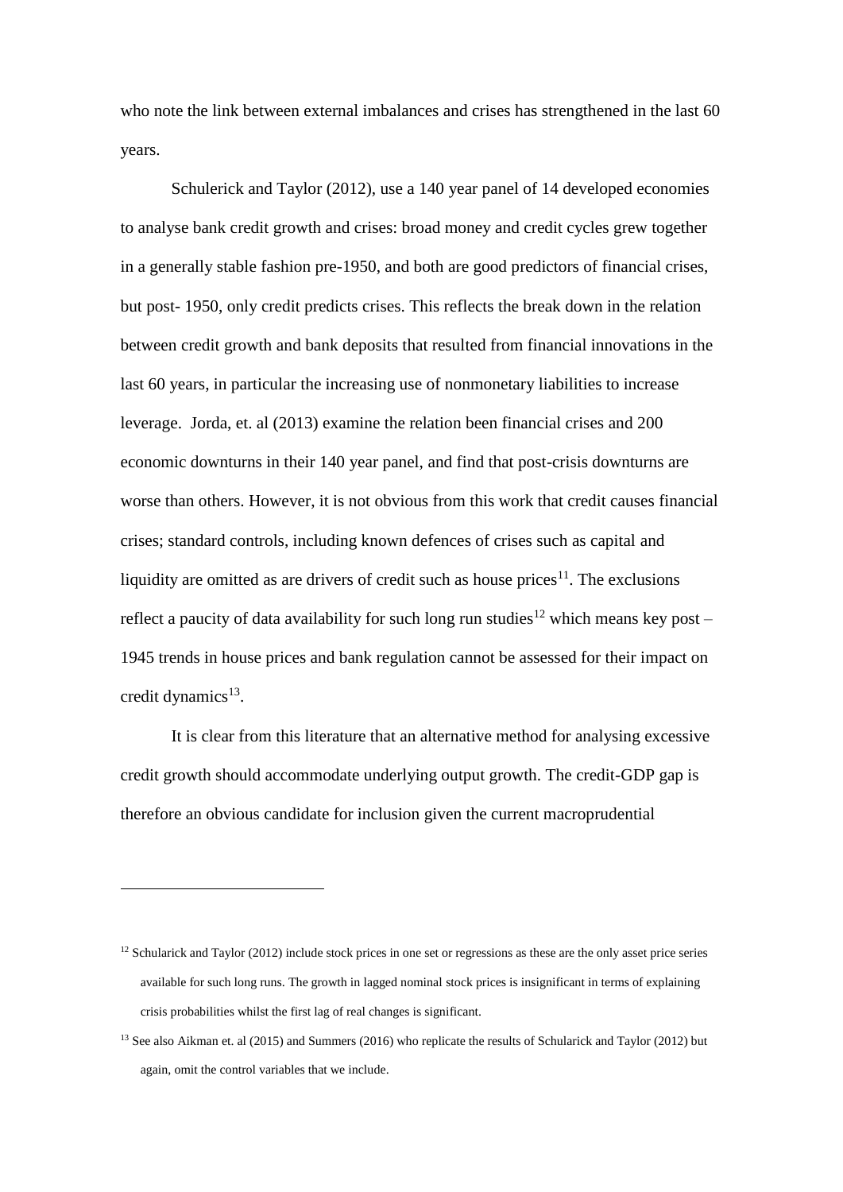who note the link between external imbalances and crises has strengthened in the last 60 years.

Schulerick and Taylor (2012), use a 140 year panel of 14 developed economies to analyse bank credit growth and crises: broad money and credit cycles grew together in a generally stable fashion pre-1950, and both are good predictors of financial crises, but post- 1950, only credit predicts crises. This reflects the break down in the relation between credit growth and bank deposits that resulted from financial innovations in the last 60 years, in particular the increasing use of nonmonetary liabilities to increase leverage. Jorda, et. al (2013) examine the relation been financial crises and 200 economic downturns in their 140 year panel, and find that post-crisis downturns are worse than others. However, it is not obvious from this work that credit causes financial crises; standard controls, including known defences of crises such as capital and liquidity are omitted as are drivers of credit such as house prices[11]. The exclusions reflect a paucity of data availability for such long run studies[12] which means key post – 1945 trends in house prices and bank regulation cannot be assessed for their impact on credit dynamics[13].

It is clear from this literature that an alternative method for analysing excessive credit growth should accommodate underlying output growth. The credit-GDP gap is therefore an obvious candidate for inclusion given the current macroprudential

---

[12] Schularick and Taylor (2012) include stock prices in one set or regressions as these are the only asset price series available for such long runs. The growth in lagged nominal stock prices is insignificant in terms of explaining crisis probabilities whilst the first lag of real changes is significant.

[13] See also Aikman et. al (2015) and Summers (2016) who replicate the results of Schularick and Taylor (2012) but again, omit the control variables that we include.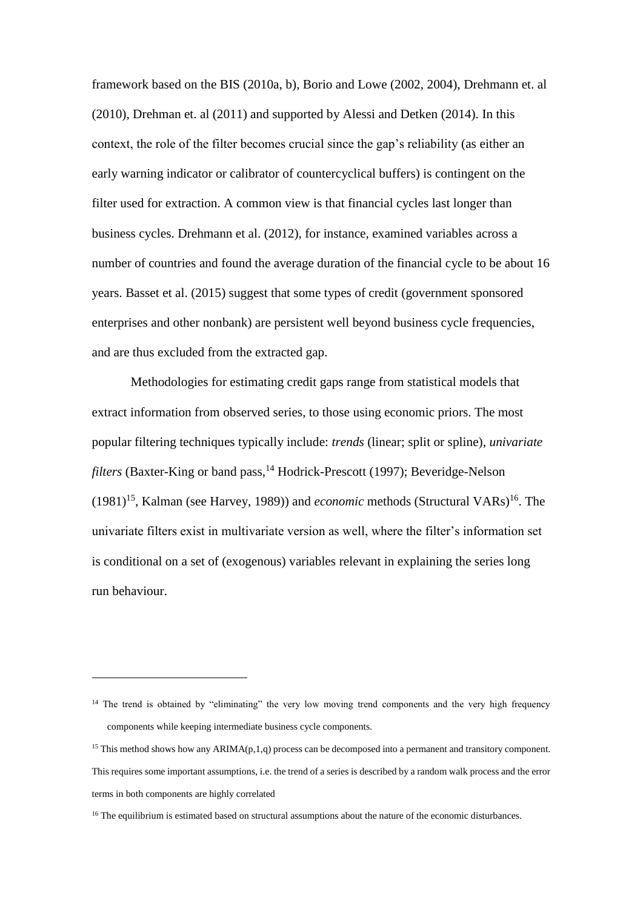framework based on the BIS (2010a, b), Borio and Lowe (2002, 2004), Drehmann et. al (2010), Drehman et. al (2011) and supported by Alessi and Detken (2014). In this context, the role of the filter becomes crucial since the gap's reliability (as either an early warning indicator or calibrator of countercyclical buffers) is contingent on the filter used for extraction. A common view is that financial cycles last longer than business cycles. Drehmann et al. (2012), for instance, examined variables across a number of countries and found the average duration of the financial cycle to be about 16 years. Basset et al. (2015) suggest that some types of credit (government sponsored enterprises and other nonbank) are persistent well beyond business cycle frequencies, and are thus excluded from the extracted gap.

Methodologies for estimating credit gaps range from statistical models that extract information from observed series, to those using economic priors. The most popular filtering techniques typically include: *trends* (linear; split or spline), *univariate filters* (Baxter-King or band pass,[14] Hodrick-Prescott (1997); Beveridge-Nelson (1981)[15], Kalman (see Harvey, 1989)) and *economic* methods (Structural VARs)[16]. The univariate filters exist in multivariate version as well, where the filter's information set is conditional on a set of (exogenous) variables relevant in explaining the series long run behaviour.

---

[14] The trend is obtained by "eliminating" the very low moving trend components and the very high frequency components while keeping intermediate business cycle components.

[15] This method shows how any ARIMA(p,1,q) process can be decomposed into a permanent and transitory component. This requires some important assumptions, i.e. the trend of a series is described by a random walk process and the error terms in both components are highly correlated

[16] The equilibrium is estimated based on structural assumptions about the nature of the economic disturbances.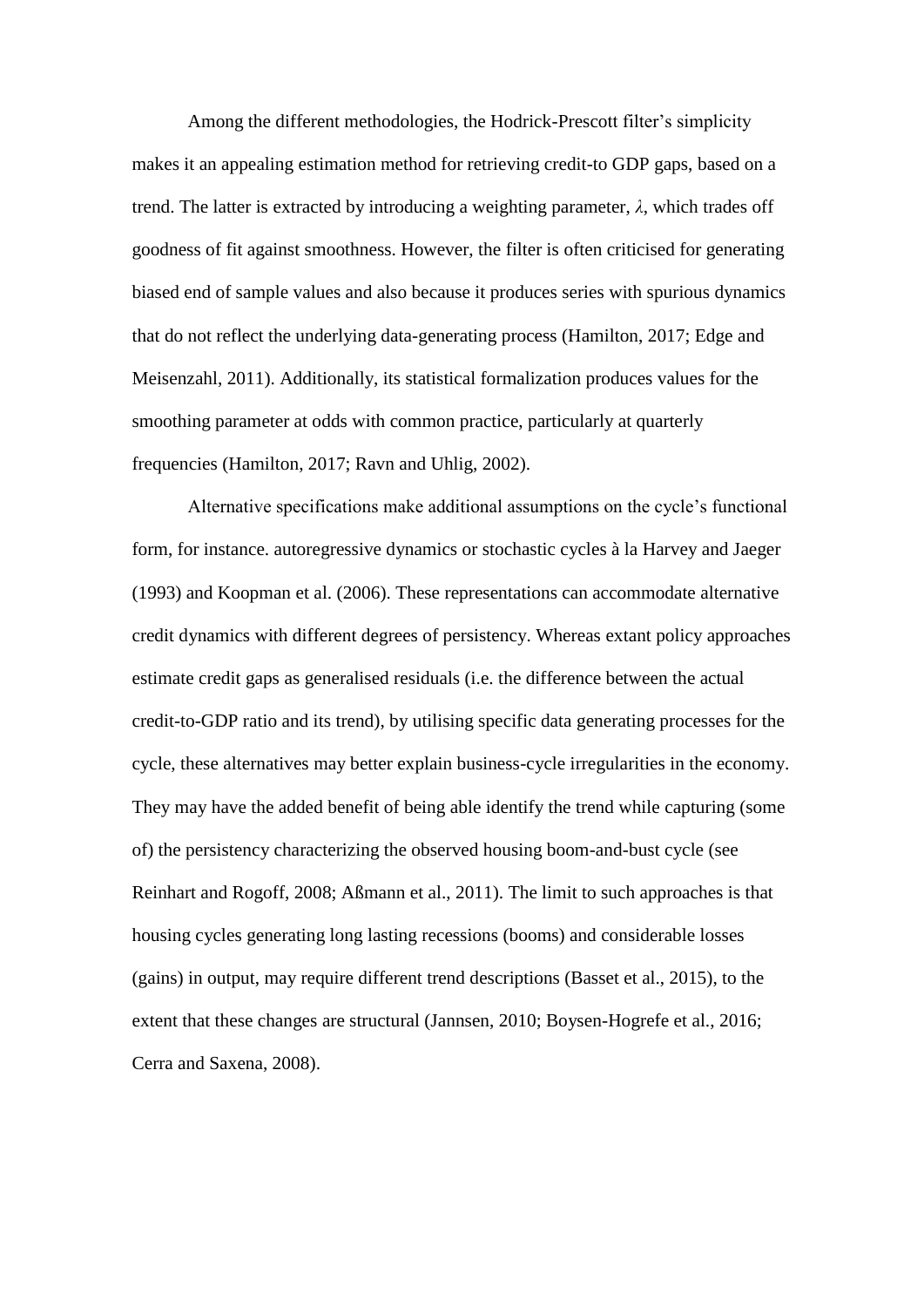Among the different methodologies, the Hodrick-Prescott filter's simplicity makes it an appealing estimation method for retrieving credit-to GDP gaps, based on a trend. The latter is extracted by introducing a weighting parameter, $\lambda$, which trades off goodness of fit against smoothness. However, the filter is often criticised for generating biased end of sample values and also because it produces series with spurious dynamics that do not reflect the underlying data-generating process (Hamilton, 2017; Edge and Meisenzahl, 2011). Additionally, its statistical formalization produces values for the smoothing parameter at odds with common practice, particularly at quarterly frequencies (Hamilton, 2017; Ravn and Uhlig, 2002).

Alternative specifications make additional assumptions on the cycle's functional form, for instance. autoregressive dynamics or stochastic cycles à la Harvey and Jaeger (1993) and Koopman et al. (2006). These representations can accommodate alternative credit dynamics with different degrees of persistency. Whereas extant policy approaches estimate credit gaps as generalised residuals (i.e. the difference between the actual credit-to-GDP ratio and its trend), by utilising specific data generating processes for the cycle, these alternatives may better explain business-cycle irregularities in the economy. They may have the added benefit of being able identify the trend while capturing (some of) the persistency characterizing the observed housing boom-and-bust cycle (see Reinhart and Rogoff, 2008; Aßmann et al., 2011). The limit to such approaches is that housing cycles generating long lasting recessions (booms) and considerable losses (gains) in output, may require different trend descriptions (Basset et al., 2015), to the extent that these changes are structural (Jannsen, 2010; Boysen-Hogrefe et al., 2016; Cerra and Saxena, 2008).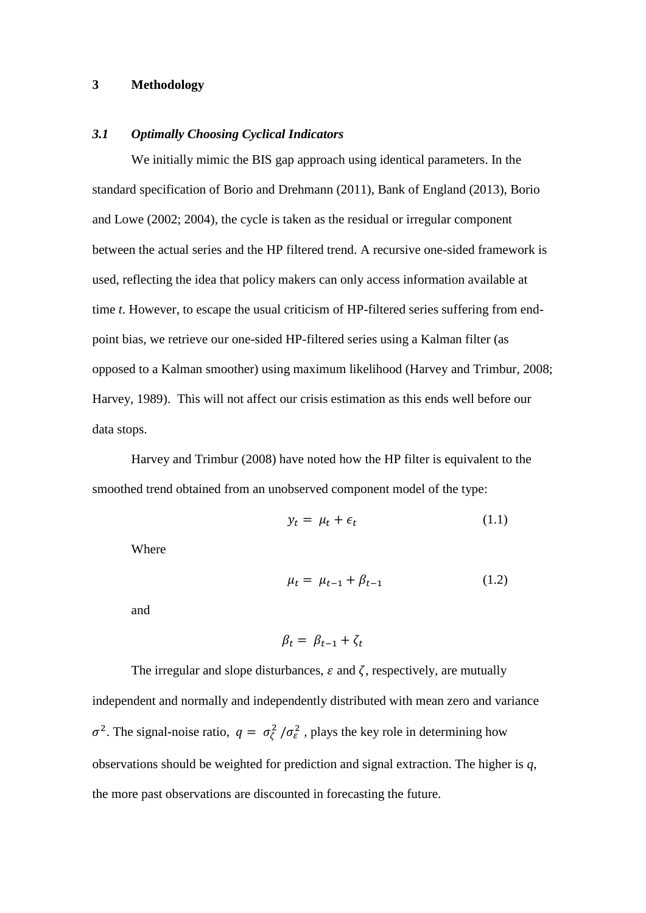## 3 Methodology

### *3.1 Optimally Choosing Cyclical Indicators*

We initially mimic the BIS gap approach using identical parameters. In the standard specification of Borio and Drehmann (2011), Bank of England (2013), Borio and Lowe (2002; 2004), the cycle is taken as the residual or irregular component between the actual series and the HP filtered trend. A recursive one-sided framework is used, reflecting the idea that policy makers can only access information available at time *t*. However, to escape the usual criticism of HP-filtered series suffering from end-point bias, we retrieve our one-sided HP-filtered series using a Kalman filter (as opposed to a Kalman smoother) using maximum likelihood (Harvey and Trimbur, 2008; Harvey, 1989). This will not affect our crisis estimation as this ends well before our data stops.

Harvey and Trimbur (2008) have noted how the HP filter is equivalent to the smoothed trend obtained from an unobserved component model of the type:

$$y_t = \mu_t + \epsilon_t \tag{1.1}$$

Where

$$\mu_t = \mu_{t-1} + \beta_{t-1} \tag{1.2}$$

and

$$\beta_t = \beta_{t-1} + \zeta_t$$

The irregular and slope disturbances, $\varepsilon$ and $\zeta$, respectively, are mutually independent and normally and independently distributed with mean zero and variance $\sigma^2$. The signal-noise ratio, $q = \sigma_\zeta^2 / \sigma_\varepsilon^2$ , plays the key role in determining how observations should be weighted for prediction and signal extraction. The higher is *q*, the more past observations are discounted in forecasting the future.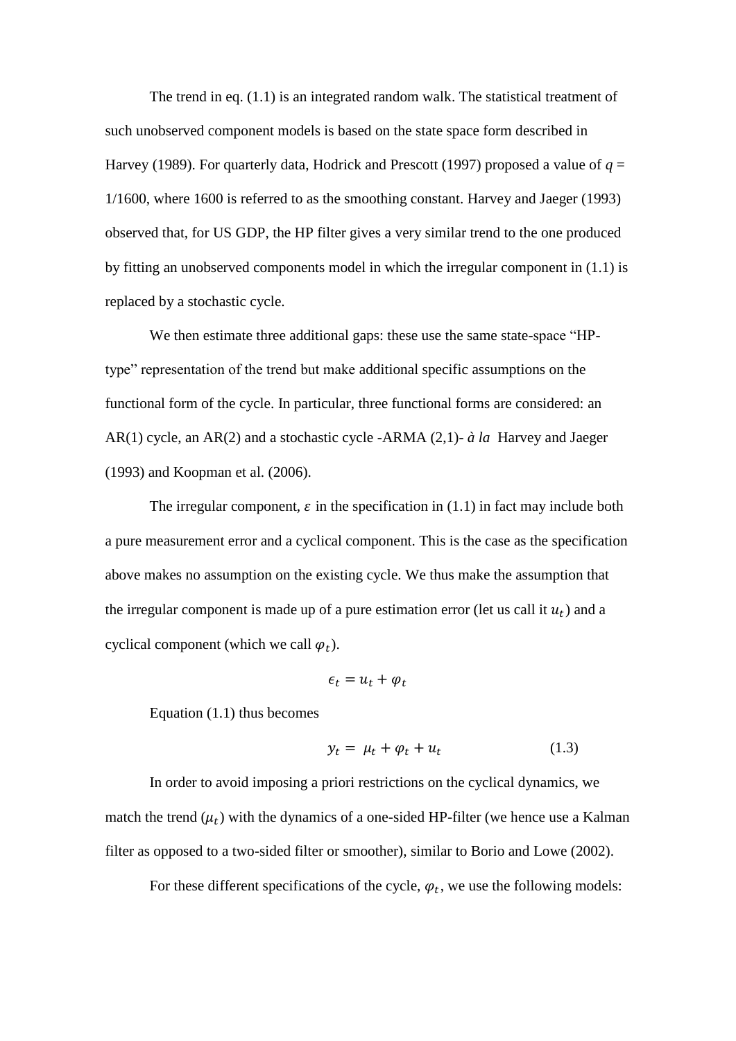The trend in eq. (1.1) is an integrated random walk. The statistical treatment of such unobserved component models is based on the state space form described in Harvey (1989). For quarterly data, Hodrick and Prescott (1997) proposed a value of $q$ = 1/1600, where 1600 is referred to as the smoothing constant. Harvey and Jaeger (1993) observed that, for US GDP, the HP filter gives a very similar trend to the one produced by fitting an unobserved components model in which the irregular component in (1.1) is replaced by a stochastic cycle.

We then estimate three additional gaps: these use the same state-space "HP-type" representation of the trend but make additional specific assumptions on the functional form of the cycle. In particular, three functional forms are considered: an AR(1) cycle, an AR(2) and a stochastic cycle -ARMA (2,1)- *à la* Harvey and Jaeger (1993) and Koopman et al. (2006).

The irregular component, $\varepsilon$ in the specification in (1.1) in fact may include both a pure measurement error and a cyclical component. This is the case as the specification above makes no assumption on the existing cycle. We thus make the assumption that the irregular component is made up of a pure estimation error (let us call it $u_t$) and a cyclical component (which we call $\varphi_t$).

$$\epsilon_t = u_t + \varphi_t$$

Equation (1.1) thus becomes

$$y_t = \mu_t + \varphi_t + u_t \qquad (1.3)$$

In order to avoid imposing a priori restrictions on the cyclical dynamics, we match the trend ($\mu_t$) with the dynamics of a one-sided HP-filter (we hence use a Kalman filter as opposed to a two-sided filter or smoother), similar to Borio and Lowe (2002).

For these different specifications of the cycle, $\varphi_t$, we use the following models: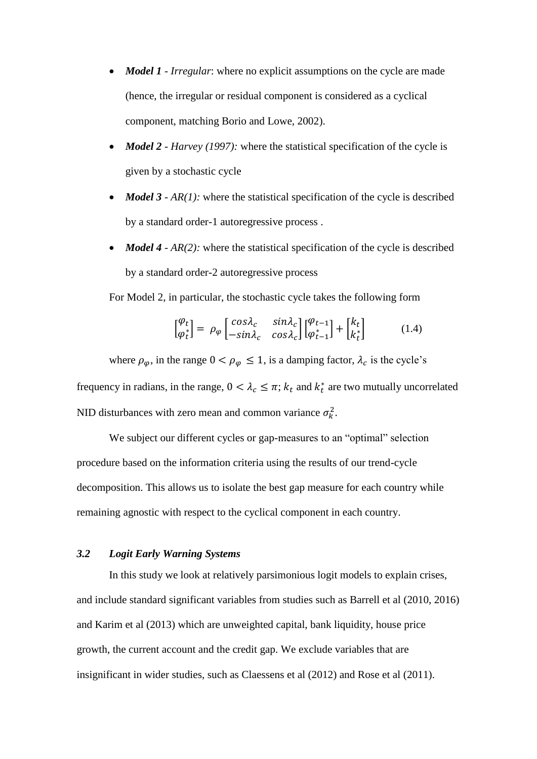- ***Model 1*** - *Irregular*: where no explicit assumptions on the cycle are made (hence, the irregular or residual component is considered as a cyclical component, matching Borio and Lowe, 2002).
- ***Model 2*** - *Harvey (1997):* where the statistical specification of the cycle is given by a stochastic cycle
- ***Model 3*** - *AR(1):* where the statistical specification of the cycle is described by a standard order-1 autoregressive process .
- ***Model 4*** - *AR(2):* where the statistical specification of the cycle is described by a standard order-2 autoregressive process

For Model 2, in particular, the stochastic cycle takes the following form

$$\begin{bmatrix} \varphi_t \\ \varphi_t^* \end{bmatrix} = \rho_\varphi \begin{bmatrix} cos\lambda_c & sin\lambda_c \\ -sin\lambda_c & cos\lambda_c \end{bmatrix} \begin{bmatrix} \varphi_{t-1} \\ \varphi_{t-1}^* \end{bmatrix} + \begin{bmatrix} k_t \\ k_t^* \end{bmatrix} \tag{1.4}$$

where $\rho_\varphi$, in the range $0 < \rho_\varphi \leq 1$, is a damping factor, $\lambda_c$ is the cycle's frequency in radians, in the range, $0 < \lambda_c \leq \pi$; $k_t$ and $k_t^*$ are two mutually uncorrelated NID disturbances with zero mean and common variance $\sigma_k^2$.

We subject our different cycles or gap-measures to an "optimal" selection procedure based on the information criteria using the results of our trend-cycle decomposition. This allows us to isolate the best gap measure for each country while remaining agnostic with respect to the cyclical component in each country.

### *3.2 Logit Early Warning Systems*

In this study we look at relatively parsimonious logit models to explain crises, and include standard significant variables from studies such as Barrell et al (2010, 2016) and Karim et al (2013) which are unweighted capital, bank liquidity, house price growth, the current account and the credit gap. We exclude variables that are insignificant in wider studies, such as Claessens et al (2012) and Rose et al (2011).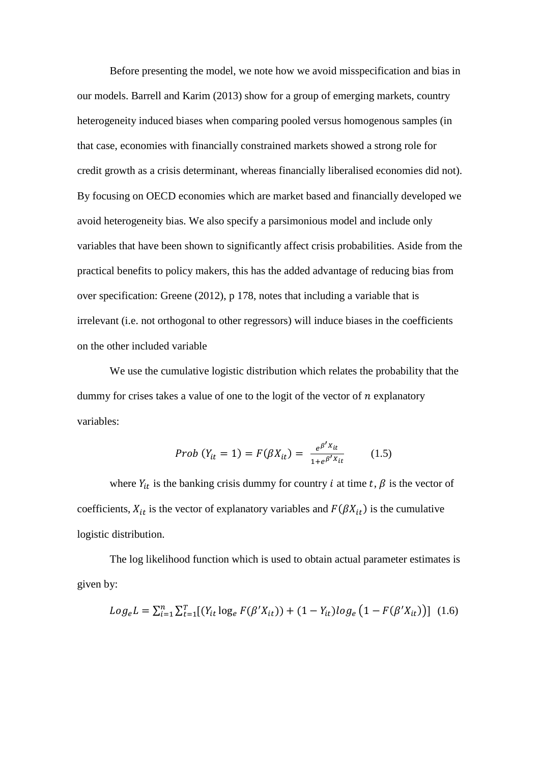Before presenting the model, we note how we avoid misspecification and bias in our models. Barrell and Karim (2013) show for a group of emerging markets, country heterogeneity induced biases when comparing pooled versus homogenous samples (in that case, economies with financially constrained markets showed a strong role for credit growth as a crisis determinant, whereas financially liberalised economies did not). By focusing on OECD economies which are market based and financially developed we avoid heterogeneity bias. We also specify a parsimonious model and include only variables that have been shown to significantly affect crisis probabilities. Aside from the practical benefits to policy makers, this has the added advantage of reducing bias from over specification: Greene (2012), p 178, notes that including a variable that is irrelevant (i.e. not orthogonal to other regressors) will induce biases in the coefficients on the other included variable

We use the cumulative logistic distribution which relates the probability that the dummy for crises takes a value of one to the logit of the vector of $n$ explanatory variables:

$$Prob\ (Y_{it} = 1) = F(\beta X_{it}) = \frac{e^{\beta' X_{it}}}{1+e^{\beta' X_{it}}} \qquad (1.5)$$

where $Y_{it}$ is the banking crisis dummy for country $i$ at time $t$, $\beta$ is the vector of coefficients, $X_{it}$ is the vector of explanatory variables and $F(\beta X_{it})$ is the cumulative logistic distribution.

The log likelihood function which is used to obtain actual parameter estimates is given by:

$$Log_e L = \sum_{i=1}^{n} \sum_{t=1}^{T} [(Y_{it} \log_e F(\beta' X_{it})) + (1 - Y_{it}) log_e \left(1 - F(\beta' X_{it})\right)] \quad (1.6)$$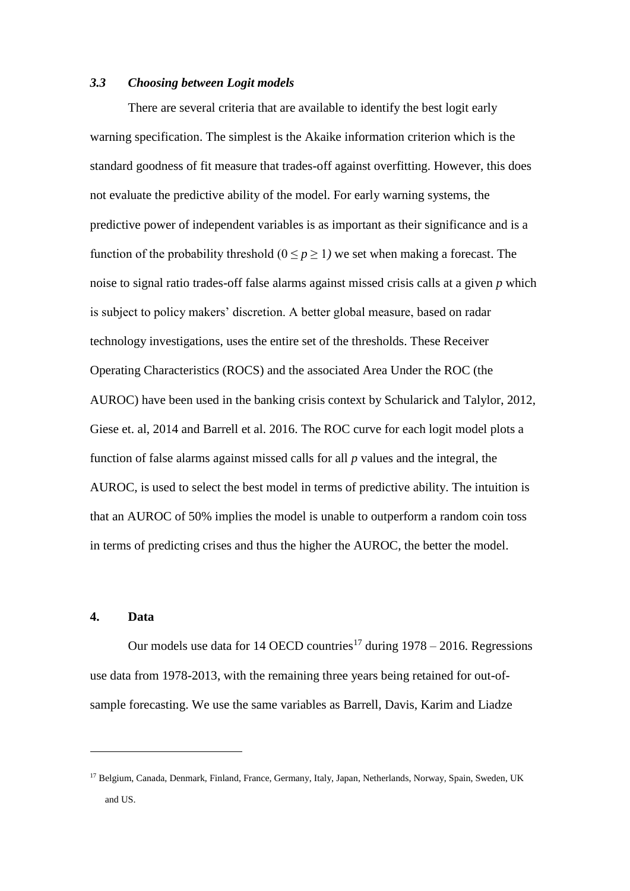### *3.3 Choosing between Logit models*

There are several criteria that are available to identify the best logit early warning specification. The simplest is the Akaike information criterion which is the standard goodness of fit measure that trades-off against overfitting. However, this does not evaluate the predictive ability of the model. For early warning systems, the predictive power of independent variables is as important as their significance and is a function of the probability threshold ($0 \leq p \geq 1$) we set when making a forecast. The noise to signal ratio trades-off false alarms against missed crisis calls at a given $p$ which is subject to policy makers' discretion. A better global measure, based on radar technology investigations, uses the entire set of the thresholds. These Receiver Operating Characteristics (ROCS) and the associated Area Under the ROC (the AUROC) have been used in the banking crisis context by Schularick and Talylor, 2012, Giese et. al, 2014 and Barrell et al. 2016. The ROC curve for each logit model plots a function of false alarms against missed calls for all $p$ values and the integral, the AUROC, is used to select the best model in terms of predictive ability. The intuition is that an AUROC of 50% implies the model is unable to outperform a random coin toss in terms of predicting crises and thus the higher the AUROC, the better the model.

## 4. Data

Our models use data for 14 OECD countries[17] during 1978 – 2016. Regressions use data from 1978-2013, with the remaining three years being retained for out-of-sample forecasting. We use the same variables as Barrell, Davis, Karim and Liadze

[17] Belgium, Canada, Denmark, Finland, France, Germany, Italy, Japan, Netherlands, Norway, Spain, Sweden, UK and US.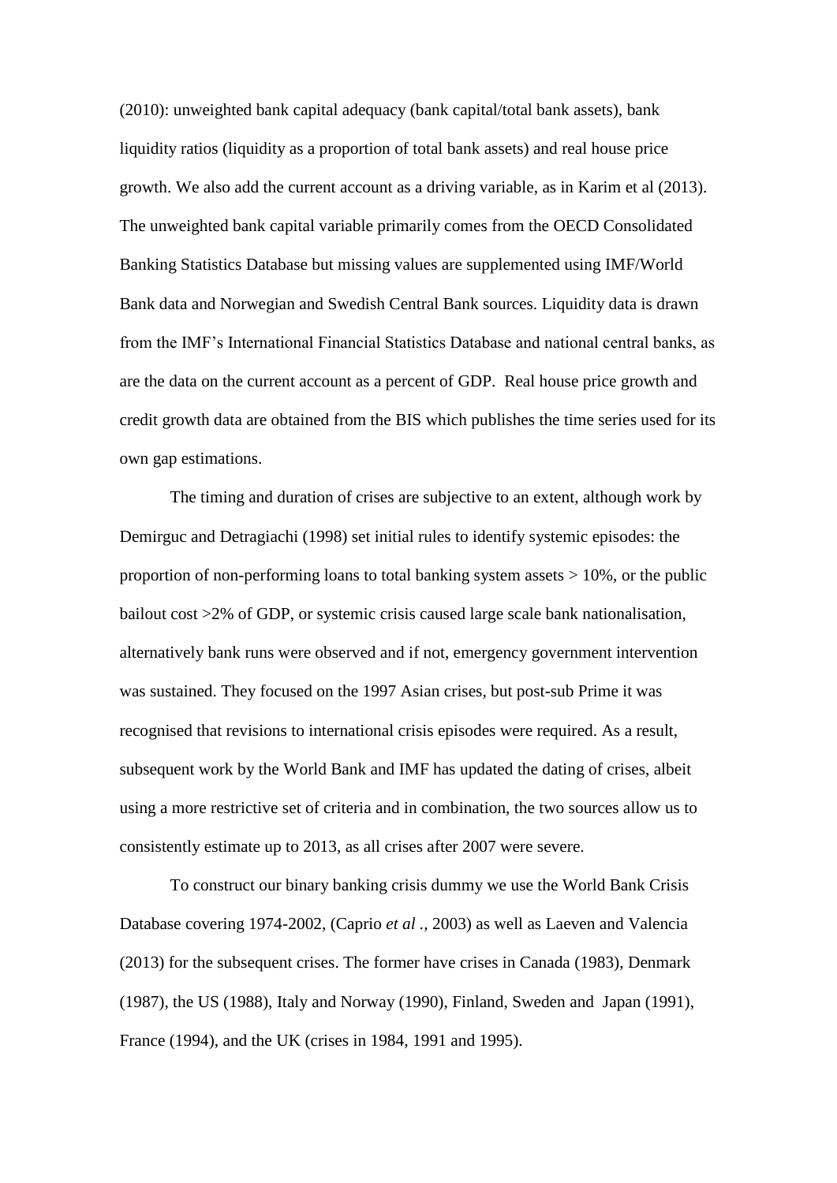(2010): unweighted bank capital adequacy (bank capital/total bank assets), bank liquidity ratios (liquidity as a proportion of total bank assets) and real house price growth. We also add the current account as a driving variable, as in Karim et al (2013). The unweighted bank capital variable primarily comes from the OECD Consolidated Banking Statistics Database but missing values are supplemented using IMF/World Bank data and Norwegian and Swedish Central Bank sources. Liquidity data is drawn from the IMF's International Financial Statistics Database and national central banks, as are the data on the current account as a percent of GDP. Real house price growth and credit growth data are obtained from the BIS which publishes the time series used for its own gap estimations.

The timing and duration of crises are subjective to an extent, although work by Demirguc and Detragiachi (1998) set initial rules to identify systemic episodes: the proportion of non-performing loans to total banking system assets > 10%, or the public bailout cost >2% of GDP, or systemic crisis caused large scale bank nationalisation, alternatively bank runs were observed and if not, emergency government intervention was sustained. They focused on the 1997 Asian crises, but post-sub Prime it was recognised that revisions to international crisis episodes were required. As a result, subsequent work by the World Bank and IMF has updated the dating of crises, albeit using a more restrictive set of criteria and in combination, the two sources allow us to consistently estimate up to 2013, as all crises after 2007 were severe.

To construct our binary banking crisis dummy we use the World Bank Crisis Database covering 1974-2002, (Caprio *et al .,* 2003) as well as Laeven and Valencia (2013) for the subsequent crises. The former have crises in Canada (1983), Denmark (1987), the US (1988), Italy and Norway (1990), Finland, Sweden and Japan (1991), France (1994), and the UK (crises in 1984, 1991 and 1995).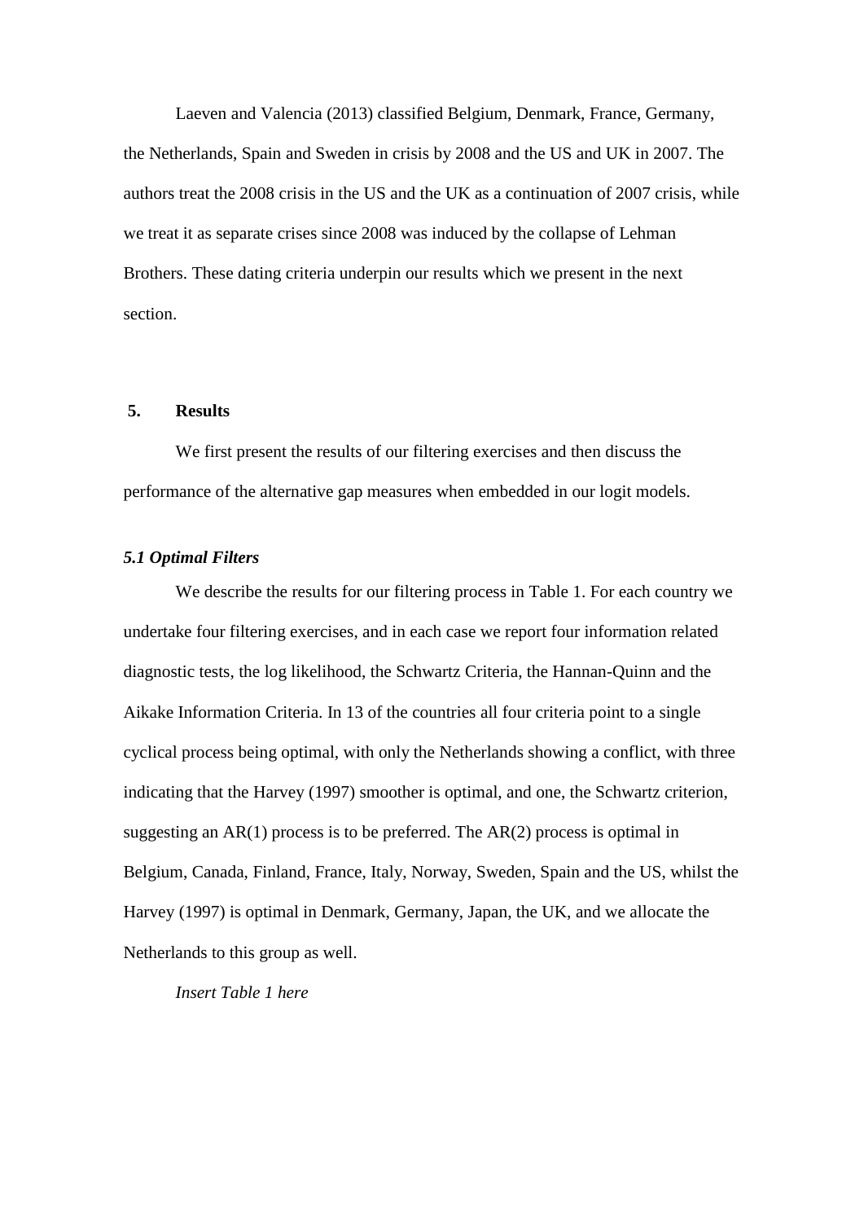Laeven and Valencia (2013) classified Belgium, Denmark, France, Germany, the Netherlands, Spain and Sweden in crisis by 2008 and the US and UK in 2007. The authors treat the 2008 crisis in the US and the UK as a continuation of 2007 crisis, while we treat it as separate crises since 2008 was induced by the collapse of Lehman Brothers. These dating criteria underpin our results which we present in the next section.

## 5. Results

We first present the results of our filtering exercises and then discuss the performance of the alternative gap measures when embedded in our logit models.

### *5.1 Optimal Filters*

We describe the results for our filtering process in Table 1. For each country we undertake four filtering exercises, and in each case we report four information related diagnostic tests, the log likelihood, the Schwartz Criteria, the Hannan-Quinn and the Aikake Information Criteria. In 13 of the countries all four criteria point to a single cyclical process being optimal, with only the Netherlands showing a conflict, with three indicating that the Harvey (1997) smoother is optimal, and one, the Schwartz criterion, suggesting an AR(1) process is to be preferred. The AR(2) process is optimal in Belgium, Canada, Finland, France, Italy, Norway, Sweden, Spain and the US, whilst the Harvey (1997) is optimal in Denmark, Germany, Japan, the UK, and we allocate the Netherlands to this group as well.

*Insert Table 1 here*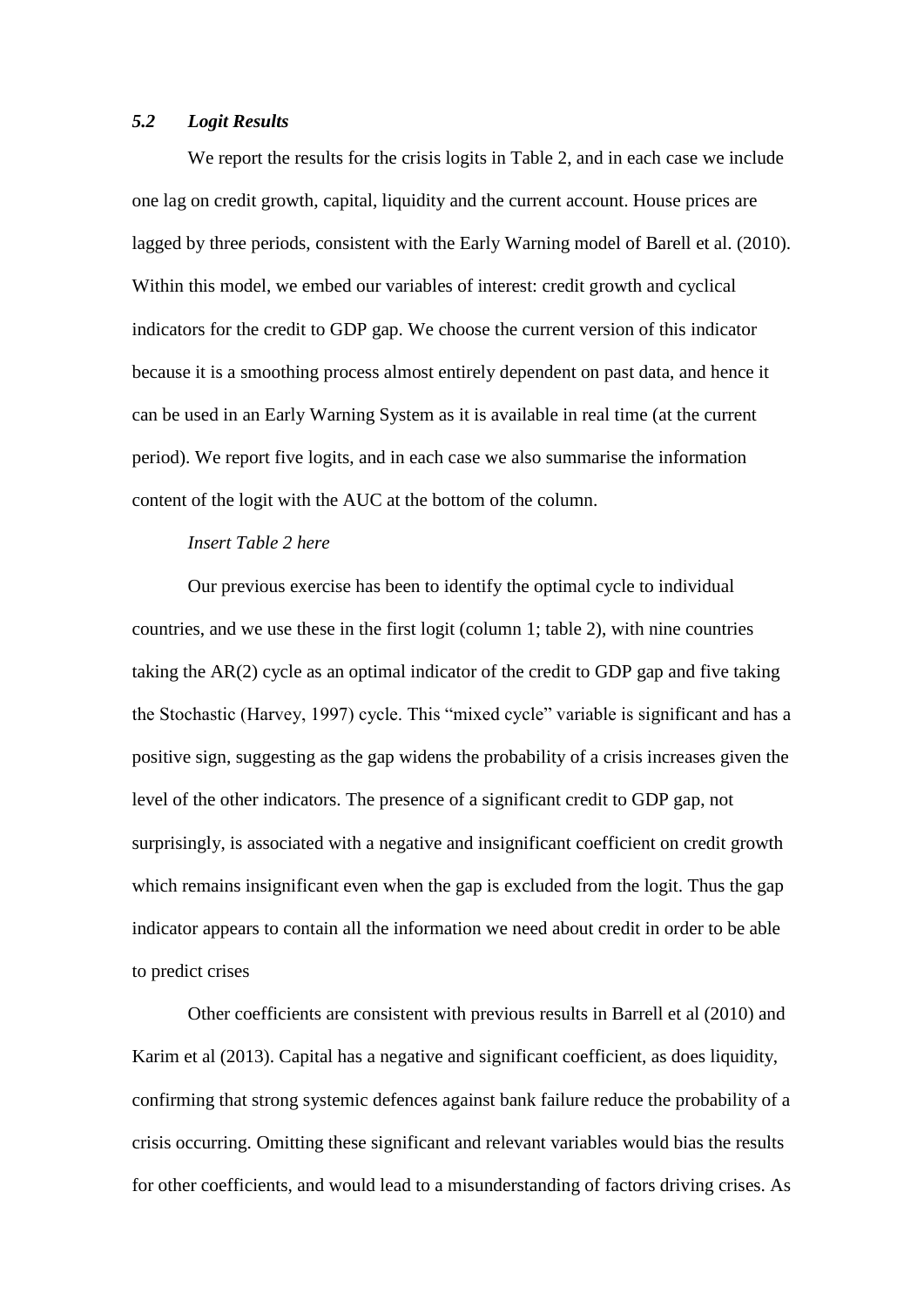### *5.2 Logit Results*

We report the results for the crisis logits in Table 2, and in each case we include one lag on credit growth, capital, liquidity and the current account. House prices are lagged by three periods, consistent with the Early Warning model of Barell et al. (2010). Within this model, we embed our variables of interest: credit growth and cyclical indicators for the credit to GDP gap. We choose the current version of this indicator because it is a smoothing process almost entirely dependent on past data, and hence it can be used in an Early Warning System as it is available in real time (at the current period). We report five logits, and in each case we also summarise the information content of the logit with the AUC at the bottom of the column.

*Insert Table 2 here*

Our previous exercise has been to identify the optimal cycle to individual countries, and we use these in the first logit (column 1; table 2), with nine countries taking the AR(2) cycle as an optimal indicator of the credit to GDP gap and five taking the Stochastic (Harvey, 1997) cycle. This "mixed cycle" variable is significant and has a positive sign, suggesting as the gap widens the probability of a crisis increases given the level of the other indicators. The presence of a significant credit to GDP gap, not surprisingly, is associated with a negative and insignificant coefficient on credit growth which remains insignificant even when the gap is excluded from the logit. Thus the gap indicator appears to contain all the information we need about credit in order to be able to predict crises

Other coefficients are consistent with previous results in Barrell et al (2010) and Karim et al (2013). Capital has a negative and significant coefficient, as does liquidity, confirming that strong systemic defences against bank failure reduce the probability of a crisis occurring. Omitting these significant and relevant variables would bias the results for other coefficients, and would lead to a misunderstanding of factors driving crises. As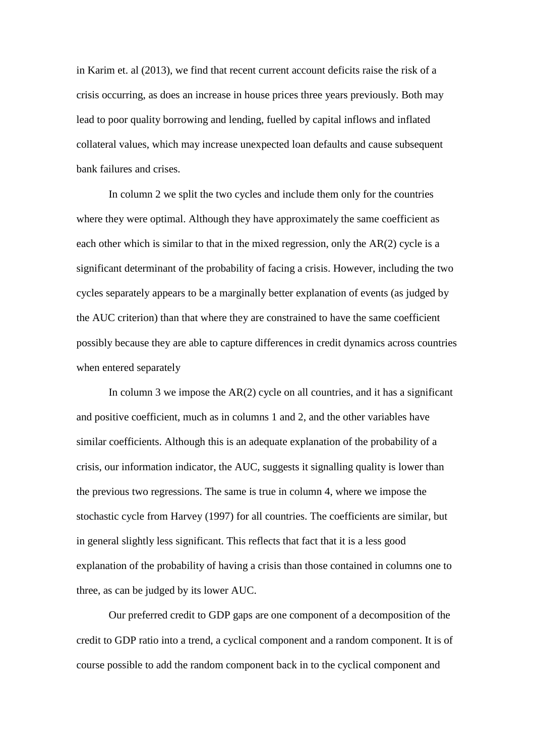in Karim et. al (2013), we find that recent current account deficits raise the risk of a crisis occurring, as does an increase in house prices three years previously. Both may lead to poor quality borrowing and lending, fuelled by capital inflows and inflated collateral values, which may increase unexpected loan defaults and cause subsequent bank failures and crises.

In column 2 we split the two cycles and include them only for the countries where they were optimal. Although they have approximately the same coefficient as each other which is similar to that in the mixed regression, only the AR(2) cycle is a significant determinant of the probability of facing a crisis. However, including the two cycles separately appears to be a marginally better explanation of events (as judged by the AUC criterion) than that where they are constrained to have the same coefficient possibly because they are able to capture differences in credit dynamics across countries when entered separately

In column 3 we impose the AR(2) cycle on all countries, and it has a significant and positive coefficient, much as in columns 1 and 2, and the other variables have similar coefficients. Although this is an adequate explanation of the probability of a crisis, our information indicator, the AUC, suggests it signalling quality is lower than the previous two regressions. The same is true in column 4, where we impose the stochastic cycle from Harvey (1997) for all countries. The coefficients are similar, but in general slightly less significant. This reflects that fact that it is a less good explanation of the probability of having a crisis than those contained in columns one to three, as can be judged by its lower AUC.

Our preferred credit to GDP gaps are one component of a decomposition of the credit to GDP ratio into a trend, a cyclical component and a random component. It is of course possible to add the random component back in to the cyclical component and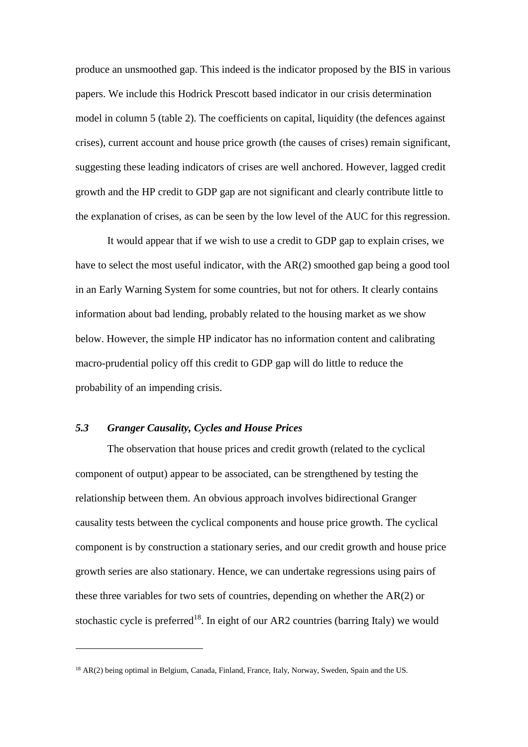produce an unsmoothed gap. This indeed is the indicator proposed by the BIS in various papers. We include this Hodrick Prescott based indicator in our crisis determination model in column 5 (table 2). The coefficients on capital, liquidity (the defences against crises), current account and house price growth (the causes of crises) remain significant, suggesting these leading indicators of crises are well anchored. However, lagged credit growth and the HP credit to GDP gap are not significant and clearly contribute little to the explanation of crises, as can be seen by the low level of the AUC for this regression.

It would appear that if we wish to use a credit to GDP gap to explain crises, we have to select the most useful indicator, with the AR(2) smoothed gap being a good tool in an Early Warning System for some countries, but not for others. It clearly contains information about bad lending, probably related to the housing market as we show below. However, the simple HP indicator has no information content and calibrating macro-prudential policy off this credit to GDP gap will do little to reduce the probability of an impending crisis.

### *5.3 Granger Causality, Cycles and House Prices*

The observation that house prices and credit growth (related to the cyclical component of output) appear to be associated, can be strengthened by testing the relationship between them. An obvious approach involves bidirectional Granger causality tests between the cyclical components and house price growth. The cyclical component is by construction a stationary series, and our credit growth and house price growth series are also stationary. Hence, we can undertake regressions using pairs of these three variables for two sets of countries, depending on whether the AR(2) or stochastic cycle is preferred[18]. In eight of our AR2 countries (barring Italy) we would

[18] AR(2) being optimal in Belgium, Canada, Finland, France, Italy, Norway, Sweden, Spain and the US.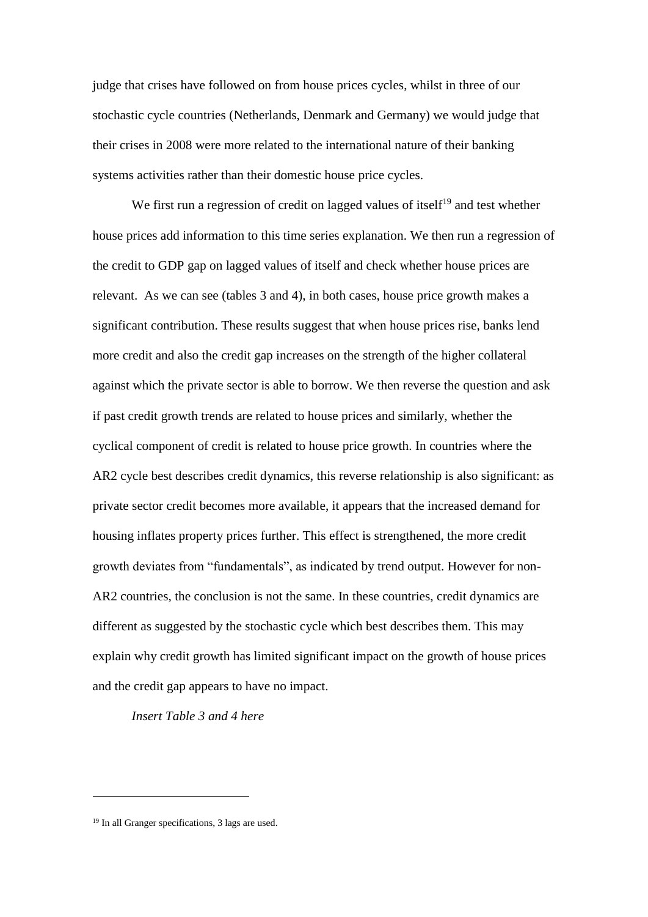judge that crises have followed on from house prices cycles, whilst in three of our stochastic cycle countries (Netherlands, Denmark and Germany) we would judge that their crises in 2008 were more related to the international nature of their banking systems activities rather than their domestic house price cycles.

We first run a regression of credit on lagged values of itself[19] and test whether house prices add information to this time series explanation. We then run a regression of the credit to GDP gap on lagged values of itself and check whether house prices are relevant. As we can see (tables 3 and 4), in both cases, house price growth makes a significant contribution. These results suggest that when house prices rise, banks lend more credit and also the credit gap increases on the strength of the higher collateral against which the private sector is able to borrow. We then reverse the question and ask if past credit growth trends are related to house prices and similarly, whether the cyclical component of credit is related to house price growth. In countries where the AR2 cycle best describes credit dynamics, this reverse relationship is also significant: as private sector credit becomes more available, it appears that the increased demand for housing inflates property prices further. This effect is strengthened, the more credit growth deviates from "fundamentals", as indicated by trend output. However for non-AR2 countries, the conclusion is not the same. In these countries, credit dynamics are different as suggested by the stochastic cycle which best describes them. This may explain why credit growth has limited significant impact on the growth of house prices and the credit gap appears to have no impact.

*Insert Table 3 and 4 here*

---

[19] In all Granger specifications, 3 lags are used.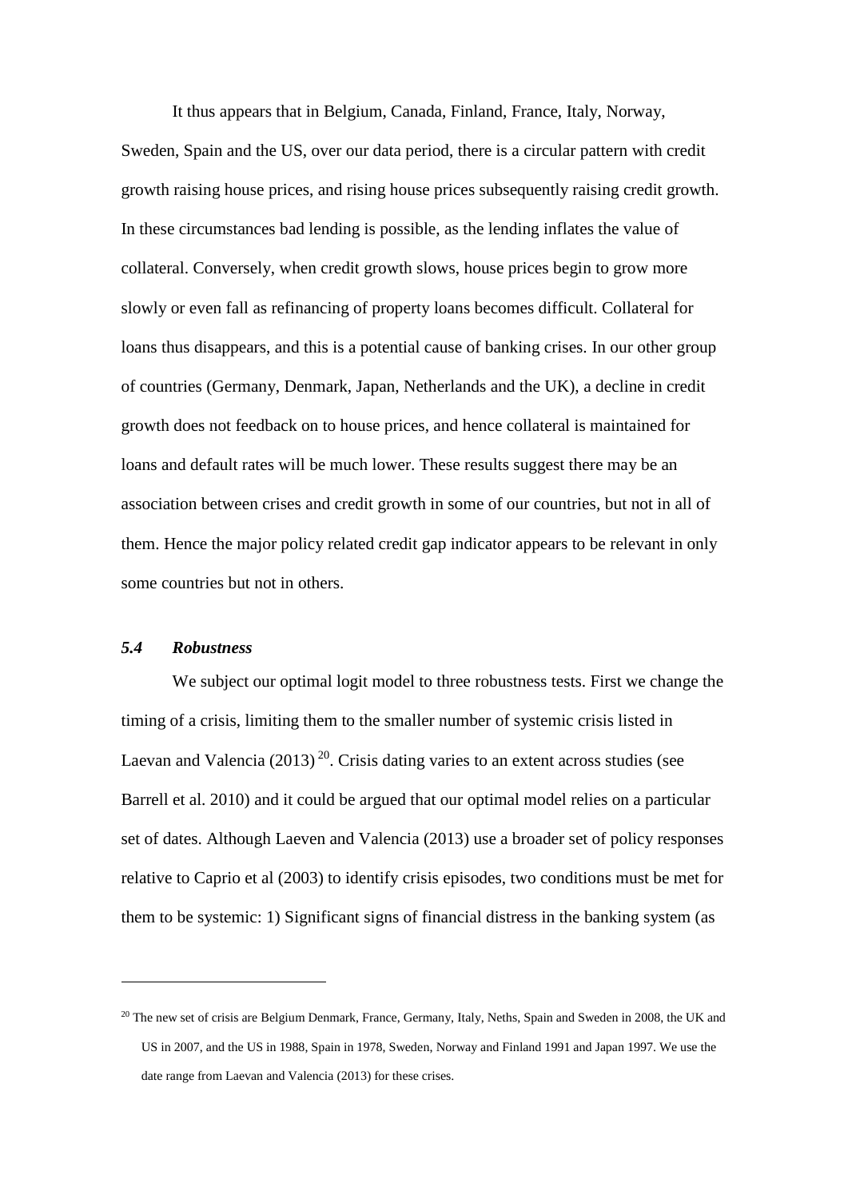It thus appears that in Belgium, Canada, Finland, France, Italy, Norway, Sweden, Spain and the US, over our data period, there is a circular pattern with credit growth raising house prices, and rising house prices subsequently raising credit growth. In these circumstances bad lending is possible, as the lending inflates the value of collateral. Conversely, when credit growth slows, house prices begin to grow more slowly or even fall as refinancing of property loans becomes difficult. Collateral for loans thus disappears, and this is a potential cause of banking crises. In our other group of countries (Germany, Denmark, Japan, Netherlands and the UK), a decline in credit growth does not feedback on to house prices, and hence collateral is maintained for loans and default rates will be much lower. These results suggest there may be an association between crises and credit growth in some of our countries, but not in all of them. Hence the major policy related credit gap indicator appears to be relevant in only some countries but not in others.

### *5.4 Robustness*

We subject our optimal logit model to three robustness tests. First we change the timing of a crisis, limiting them to the smaller number of systemic crisis listed in Laevan and Valencia (2013) [20]. Crisis dating varies to an extent across studies (see Barrell et al. 2010) and it could be argued that our optimal model relies on a particular set of dates. Although Laeven and Valencia (2013) use a broader set of policy responses relative to Caprio et al (2003) to identify crisis episodes, two conditions must be met for them to be systemic: 1) Significant signs of financial distress in the banking system (as

---

[20] The new set of crisis are Belgium Denmark, France, Germany, Italy, Neths, Spain and Sweden in 2008, the UK and US in 2007, and the US in 1988, Spain in 1978, Sweden, Norway and Finland 1991 and Japan 1997. We use the date range from Laevan and Valencia (2013) for these crises.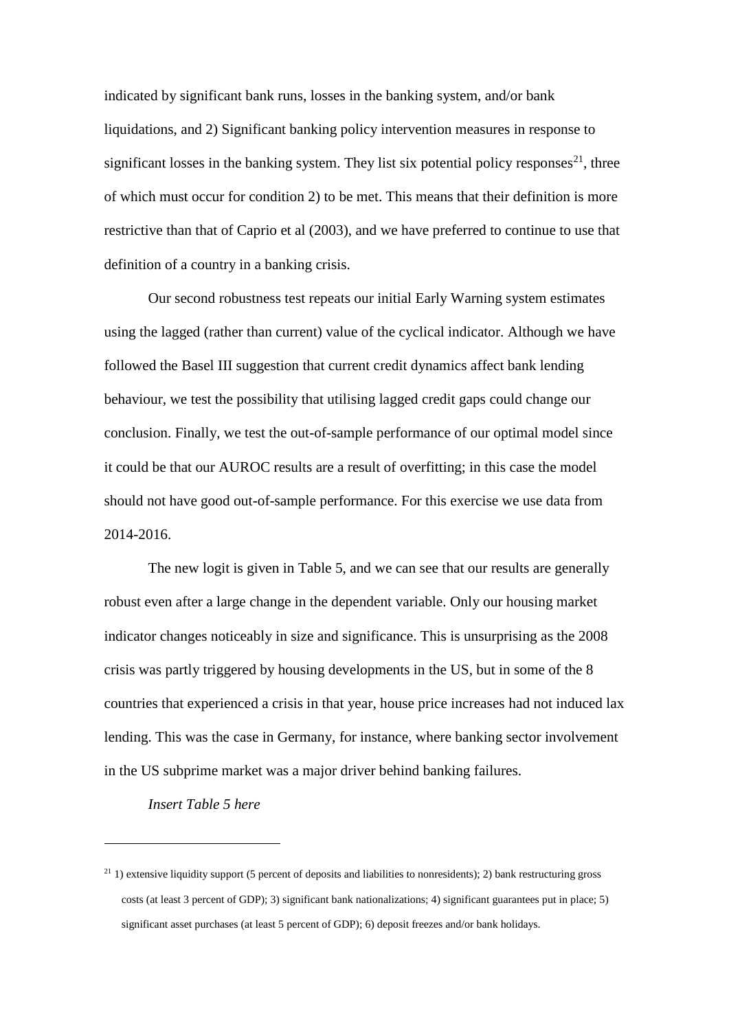indicated by significant bank runs, losses in the banking system, and/or bank liquidations, and 2) Significant banking policy intervention measures in response to significant losses in the banking system. They list six potential policy responses[21], three of which must occur for condition 2) to be met. This means that their definition is more restrictive than that of Caprio et al (2003), and we have preferred to continue to use that definition of a country in a banking crisis.

Our second robustness test repeats our initial Early Warning system estimates using the lagged (rather than current) value of the cyclical indicator. Although we have followed the Basel III suggestion that current credit dynamics affect bank lending behaviour, we test the possibility that utilising lagged credit gaps could change our conclusion. Finally, we test the out-of-sample performance of our optimal model since it could be that our AUROC results are a result of overfitting; in this case the model should not have good out-of-sample performance. For this exercise we use data from 2014-2016.

The new logit is given in Table 5, and we can see that our results are generally robust even after a large change in the dependent variable. Only our housing market indicator changes noticeably in size and significance. This is unsurprising as the 2008 crisis was partly triggered by housing developments in the US, but in some of the 8 countries that experienced a crisis in that year, house price increases had not induced lax lending. This was the case in Germany, for instance, where banking sector involvement in the US subprime market was a major driver behind banking failures.

*Insert Table 5 here*

---

[21] 1) extensive liquidity support (5 percent of deposits and liabilities to nonresidents); 2) bank restructuring gross costs (at least 3 percent of GDP); 3) significant bank nationalizations; 4) significant guarantees put in place; 5) significant asset purchases (at least 5 percent of GDP); 6) deposit freezes and/or bank holidays.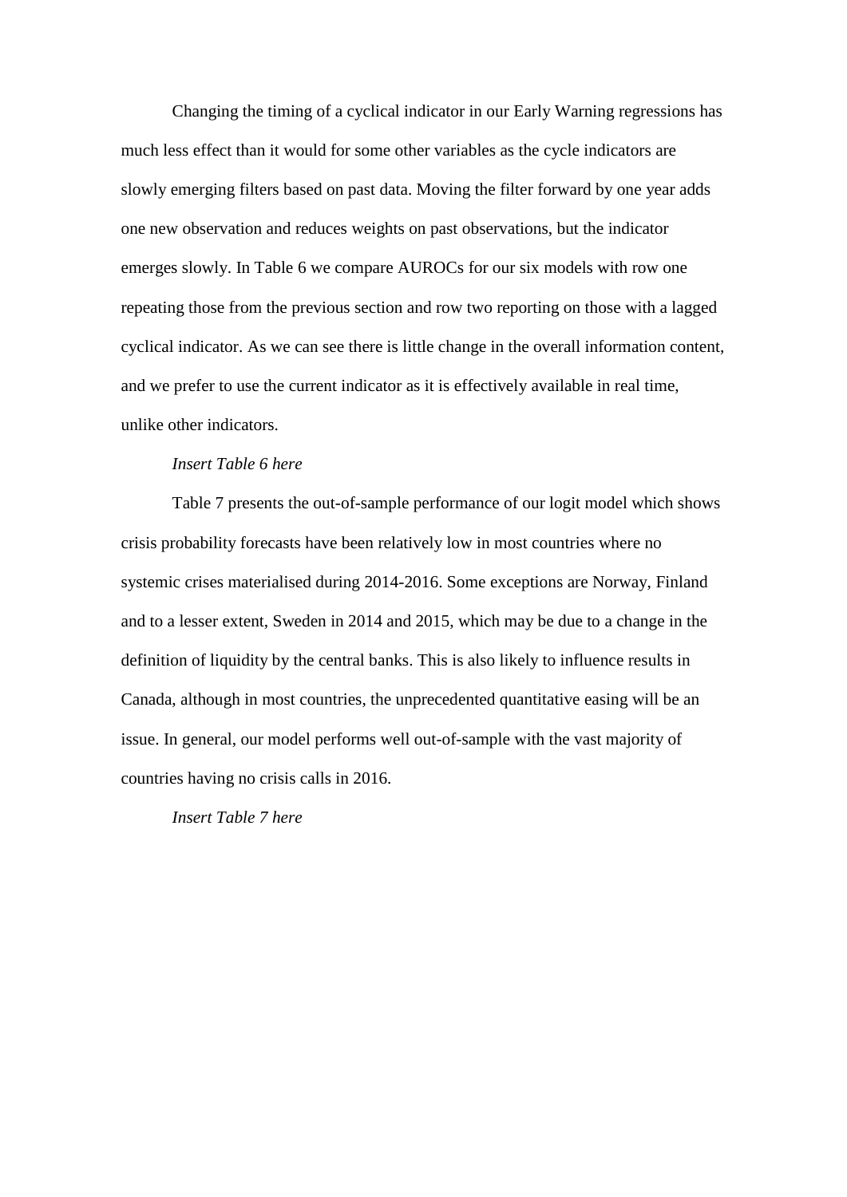Changing the timing of a cyclical indicator in our Early Warning regressions has much less effect than it would for some other variables as the cycle indicators are slowly emerging filters based on past data. Moving the filter forward by one year adds one new observation and reduces weights on past observations, but the indicator emerges slowly. In Table 6 we compare AUROCs for our six models with row one repeating those from the previous section and row two reporting on those with a lagged cyclical indicator. As we can see there is little change in the overall information content, and we prefer to use the current indicator as it is effectively available in real time, unlike other indicators.

*Insert Table 6 here*

Table 7 presents the out-of-sample performance of our logit model which shows crisis probability forecasts have been relatively low in most countries where no systemic crises materialised during 2014-2016. Some exceptions are Norway, Finland and to a lesser extent, Sweden in 2014 and 2015, which may be due to a change in the definition of liquidity by the central banks. This is also likely to influence results in Canada, although in most countries, the unprecedented quantitative easing will be an issue. In general, our model performs well out-of-sample with the vast majority of countries having no crisis calls in 2016.

*Insert Table 7 here*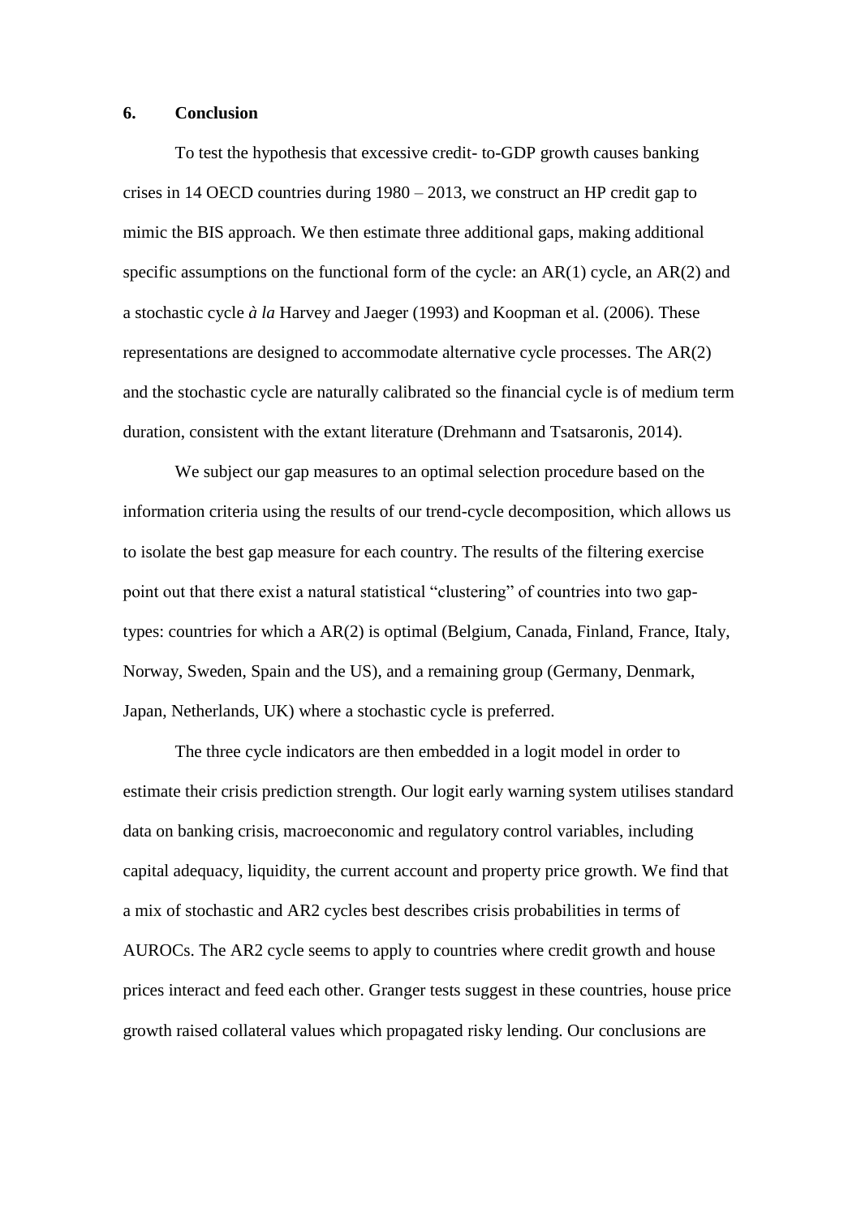## 6. Conclusion

To test the hypothesis that excessive credit- to-GDP growth causes banking crises in 14 OECD countries during 1980 – 2013, we construct an HP credit gap to mimic the BIS approach. We then estimate three additional gaps, making additional specific assumptions on the functional form of the cycle: an AR(1) cycle, an AR(2) and a stochastic cycle *à la* Harvey and Jaeger (1993) and Koopman et al. (2006). These representations are designed to accommodate alternative cycle processes. The AR(2) and the stochastic cycle are naturally calibrated so the financial cycle is of medium term duration, consistent with the extant literature (Drehmann and Tsatsaronis, 2014).

We subject our gap measures to an optimal selection procedure based on the information criteria using the results of our trend-cycle decomposition, which allows us to isolate the best gap measure for each country. The results of the filtering exercise point out that there exist a natural statistical "clustering" of countries into two gap-types: countries for which a AR(2) is optimal (Belgium, Canada, Finland, France, Italy, Norway, Sweden, Spain and the US), and a remaining group (Germany, Denmark, Japan, Netherlands, UK) where a stochastic cycle is preferred.

The three cycle indicators are then embedded in a logit model in order to estimate their crisis prediction strength. Our logit early warning system utilises standard data on banking crisis, macroeconomic and regulatory control variables, including capital adequacy, liquidity, the current account and property price growth. We find that a mix of stochastic and AR2 cycles best describes crisis probabilities in terms of AUROCs. The AR2 cycle seems to apply to countries where credit growth and house prices interact and feed each other. Granger tests suggest in these countries, house price growth raised collateral values which propagated risky lending. Our conclusions are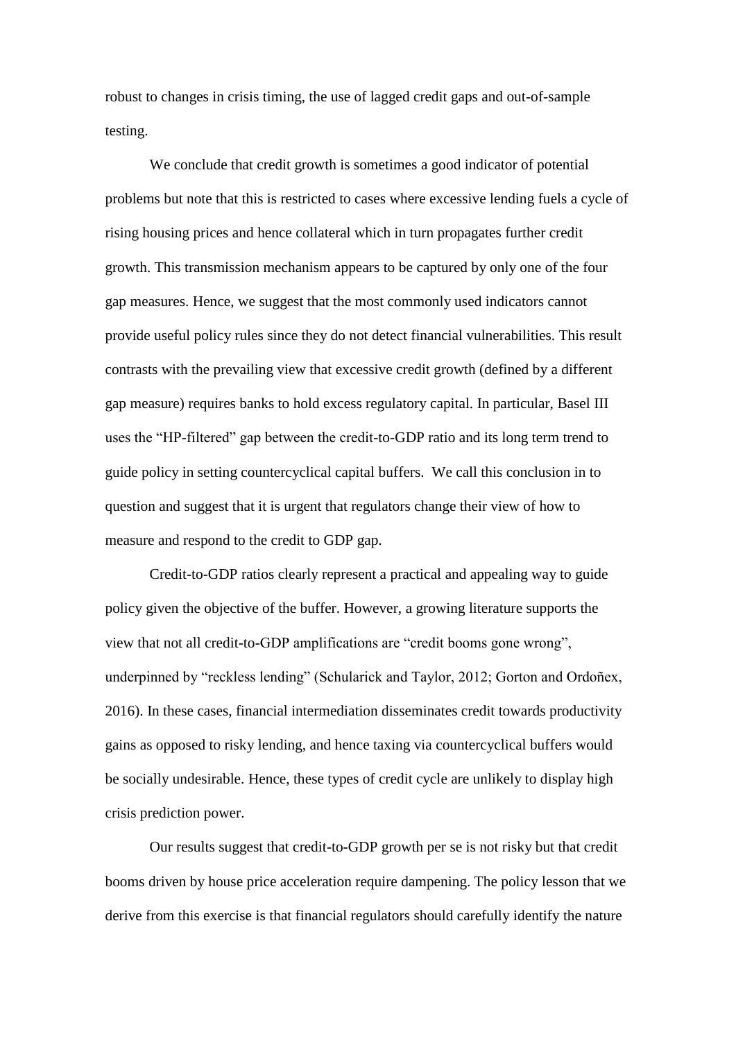robust to changes in crisis timing, the use of lagged credit gaps and out-of-sample testing.

We conclude that credit growth is sometimes a good indicator of potential problems but note that this is restricted to cases where excessive lending fuels a cycle of rising housing prices and hence collateral which in turn propagates further credit growth. This transmission mechanism appears to be captured by only one of the four gap measures. Hence, we suggest that the most commonly used indicators cannot provide useful policy rules since they do not detect financial vulnerabilities. This result contrasts with the prevailing view that excessive credit growth (defined by a different gap measure) requires banks to hold excess regulatory capital. In particular, Basel III uses the "HP-filtered" gap between the credit-to-GDP ratio and its long term trend to guide policy in setting countercyclical capital buffers. We call this conclusion in to question and suggest that it is urgent that regulators change their view of how to measure and respond to the credit to GDP gap.

Credit-to-GDP ratios clearly represent a practical and appealing way to guide policy given the objective of the buffer. However, a growing literature supports the view that not all credit-to-GDP amplifications are "credit booms gone wrong", underpinned by "reckless lending" (Schularick and Taylor, 2012; Gorton and Ordoñex, 2016). In these cases, financial intermediation disseminates credit towards productivity gains as opposed to risky lending, and hence taxing via countercyclical buffers would be socially undesirable. Hence, these types of credit cycle are unlikely to display high crisis prediction power.

Our results suggest that credit-to-GDP growth per se is not risky but that credit booms driven by house price acceleration require dampening. The policy lesson that we derive from this exercise is that financial regulators should carefully identify the nature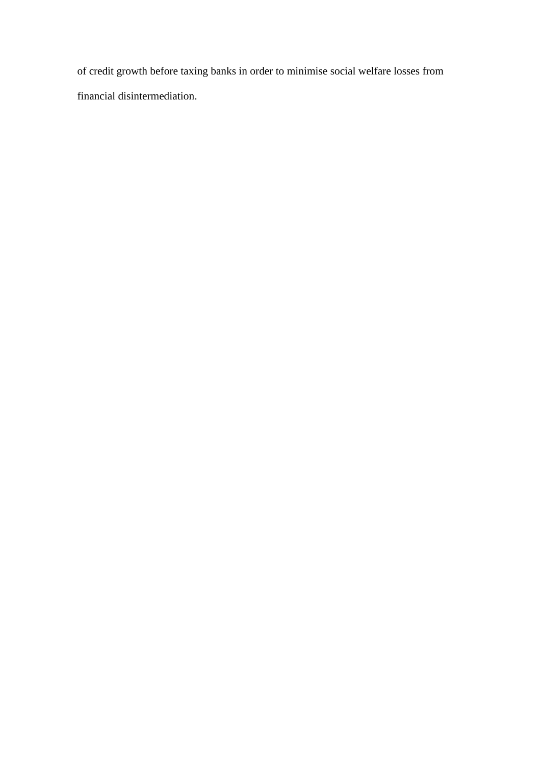of credit growth before taxing banks in order to minimise social welfare losses from financial disintermediation.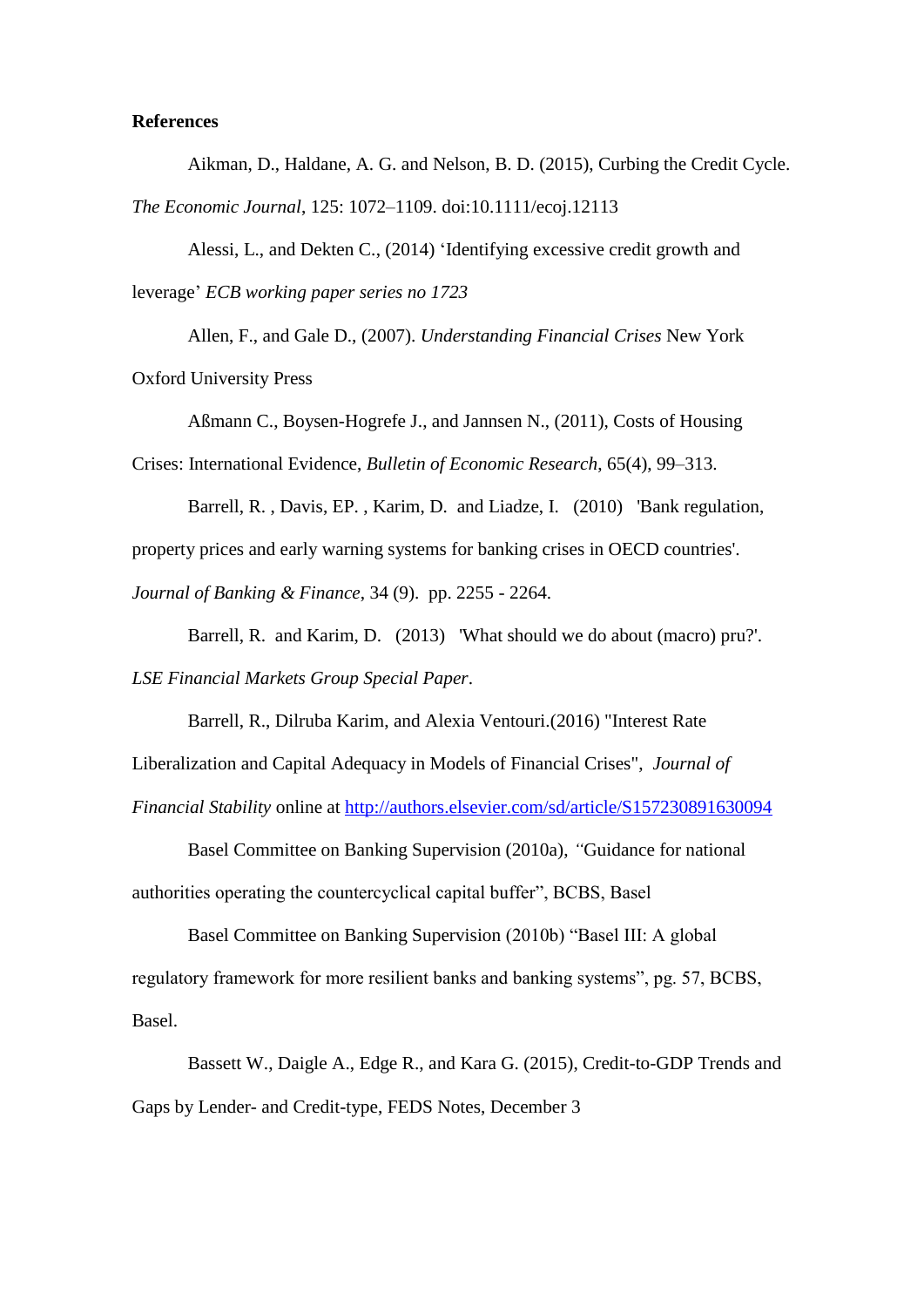**References**

Aikman, D., Haldane, A. G. and Nelson, B. D. (2015), Curbing the Credit Cycle. *The Economic Journal*, 125: 1072–1109. doi:10.1111/ecoj.12113

Alessi, L., and Dekten C., (2014) 'Identifying excessive credit growth and leverage' *ECB working paper series no 1723*

Allen, F., and Gale D., (2007). *Understanding Financial Crises* New York Oxford University Press

Aßmann C., Boysen-Hogrefe J., and Jannsen N., (2011), Costs of Housing Crises: International Evidence, *Bulletin of Economic Research*, 65(4), 99–313.

Barrell, R. , Davis, EP. , Karim, D. and Liadze, I. (2010) 'Bank regulation, property prices and early warning systems for banking crises in OECD countries'. *Journal of Banking & Finance*, 34 (9). pp. 2255 - 2264.

Barrell, R. and Karim, D. (2013) 'What should we do about (macro) pru?'. *LSE Financial Markets Group Special Paper*.

Barrell, R., Dilruba Karim, and Alexia Ventouri.(2016) "Interest Rate Liberalization and Capital Adequacy in Models of Financial Crises", *Journal of Financial Stability* online at http://authors.elsevier.com/sd/article/S157230891630094

Basel Committee on Banking Supervision (2010a), *"*Guidance for national authorities operating the countercyclical capital buffer", BCBS, Basel

Basel Committee on Banking Supervision (2010b) "Basel III: A global regulatory framework for more resilient banks and banking systems", pg. 57, BCBS, Basel.

Bassett W., Daigle A., Edge R., and Kara G. (2015), Credit-to-GDP Trends and Gaps by Lender- and Credit-type, FEDS Notes, December 3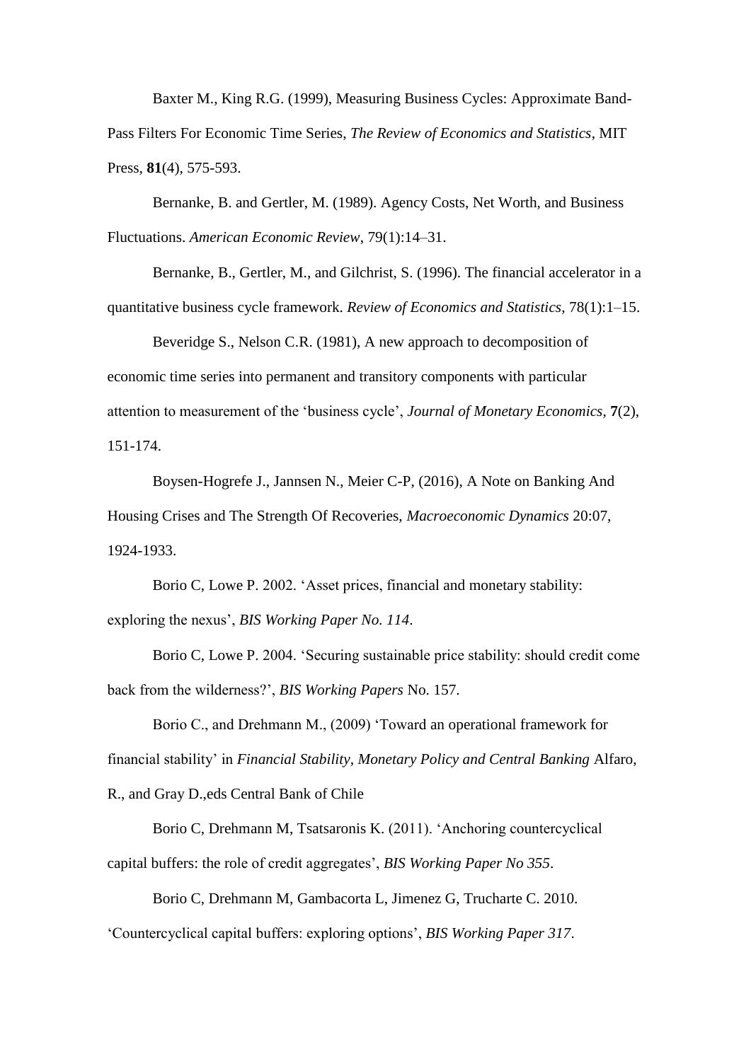Baxter M., King R.G. (1999), Measuring Business Cycles: Approximate Band-Pass Filters For Economic Time Series, *The Review of Economics and Statistics*, MIT Press, **81**(4), 575-593.

Bernanke, B. and Gertler, M. (1989). Agency Costs, Net Worth, and Business Fluctuations. *American Economic Review*, 79(1):14–31.

Bernanke, B., Gertler, M., and Gilchrist, S. (1996). The financial accelerator in a quantitative business cycle framework. *Review of Economics and Statistics*, 78(1):1–15.

Beveridge S., Nelson C.R. (1981), A new approach to decomposition of economic time series into permanent and transitory components with particular attention to measurement of the 'business cycle', *Journal of Monetary Economics*, **7**(2), 151-174.

Boysen-Hogrefe J., Jannsen N., Meier C-P, (2016), A Note on Banking And Housing Crises and The Strength Of Recoveries, *Macroeconomic Dynamics* 20:07, 1924-1933.

Borio C, Lowe P. 2002. 'Asset prices, financial and monetary stability: exploring the nexus', *BIS Working Paper No. 114*.

Borio C, Lowe P. 2004. 'Securing sustainable price stability: should credit come back from the wilderness?', *BIS Working Papers* No. 157.

Borio C., and Drehmann M., (2009) 'Toward an operational framework for financial stability' in *Financial Stability, Monetary Policy and Central Banking* Alfaro, R., and Gray D.,eds Central Bank of Chile

Borio C, Drehmann M, Tsatsaronis K. (2011). 'Anchoring countercyclical capital buffers: the role of credit aggregates', *BIS Working Paper No 355*.

Borio C, Drehmann M, Gambacorta L, Jimenez G, Trucharte C. 2010. 'Countercyclical capital buffers: exploring options', *BIS Working Paper 317*.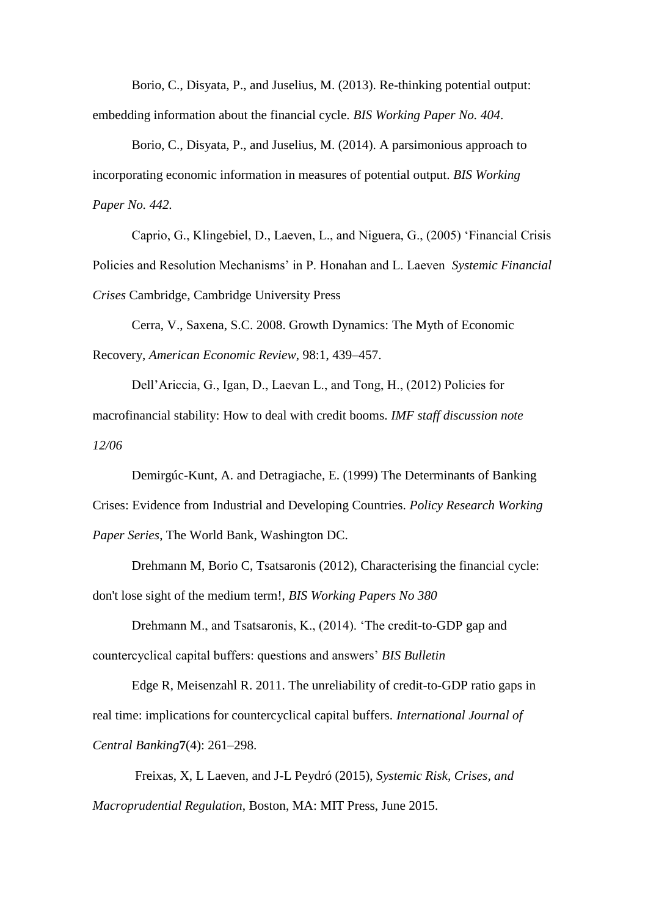Borio, C., Disyata, P., and Juselius, M. (2013). Re-thinking potential output: embedding information about the financial cycle. *BIS Working Paper No. 404*.

Borio, C., Disyata, P., and Juselius, M. (2014). A parsimonious approach to incorporating economic information in measures of potential output. *BIS Working Paper No. 442*.

Caprio, G., Klingebiel, D., Laeven, L., and Niguera, G., (2005) 'Financial Crisis Policies and Resolution Mechanisms' in P. Honahan and L. Laeven *Systemic Financial Crises* Cambridge, Cambridge University Press

Cerra, V., Saxena, S.C. 2008. Growth Dynamics: The Myth of Economic Recovery, *American Economic Review*, 98:1, 439–457.

Dell'Ariccia, G., Igan, D., Laevan L., and Tong, H., (2012) Policies for macrofinancial stability: How to deal with credit booms. *IMF staff discussion note 12/06*

Demirgúc-Kunt, A. and Detragiache, E. (1999) The Determinants of Banking Crises: Evidence from Industrial and Developing Countries. *Policy Research Working Paper Series*, The World Bank, Washington DC.

Drehmann M, Borio C, Tsatsaronis (2012), Characterising the financial cycle: don't lose sight of the medium term!, *BIS Working Papers No 380*

Drehmann M., and Tsatsaronis, K., (2014). 'The credit-to-GDP gap and countercyclical capital buffers: questions and answers' *BIS Bulletin*

Edge R, Meisenzahl R. 2011. The unreliability of credit-to-GDP ratio gaps in real time: implications for countercyclical capital buffers. *International Journal of Central Banking***7**(4): 261–298.

Freixas, X, L Laeven, and J-L Peydró (2015), *Systemic Risk, Crises, and Macroprudential Regulation*, Boston, MA: MIT Press, June 2015.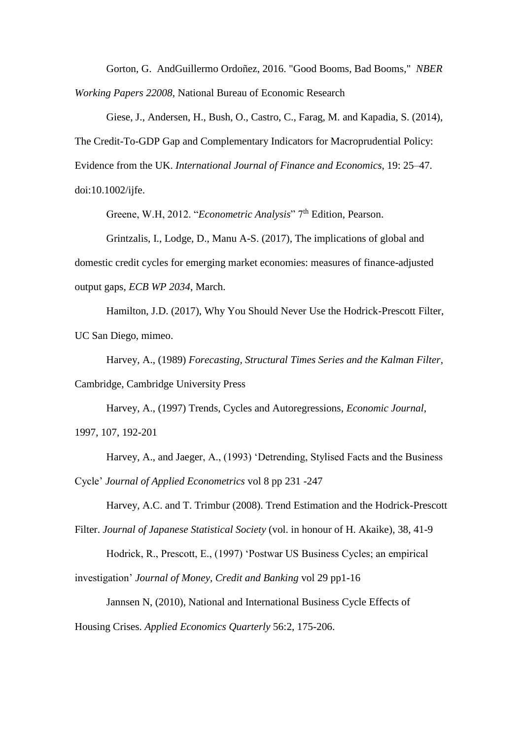Gorton, G. AndGuillermo Ordoñez, 2016. "Good Booms, Bad Booms," *NBER Working Papers 22008*, National Bureau of Economic Research

Giese, J., Andersen, H., Bush, O., Castro, C., Farag, M. and Kapadia, S. (2014), The Credit-To-GDP Gap and Complementary Indicators for Macroprudential Policy: Evidence from the UK. *International Journal of Finance and Economics*, 19: 25–47. doi:10.1002/ijfe.

Greene, W.H, 2012. "*Econometric Analysis*" 7th Edition, Pearson.

Grintzalis, I., Lodge, D., Manu A-S. (2017), The implications of global and domestic credit cycles for emerging market economies: measures of finance-adjusted output gaps, *ECB WP 2034*, March.

Hamilton, J.D. (2017), Why You Should Never Use the Hodrick-Prescott Filter, UC San Diego, mimeo.

Harvey, A., (1989) *Forecasting, Structural Times Series and the Kalman Filter*, Cambridge, Cambridge University Press

Harvey, A., (1997) Trends, Cycles and Autoregressions, *Economic Journal*, 1997, 107, 192-201

Harvey, A., and Jaeger, A., (1993) 'Detrending, Stylised Facts and the Business Cycle' *Journal of Applied Econometrics* vol 8 pp 231 -247

Harvey, A.C. and T. Trimbur (2008). Trend Estimation and the Hodrick-Prescott Filter. *Journal of Japanese Statistical Society* (vol. in honour of H. Akaike), 38, 41-9

Hodrick, R., Prescott, E., (1997) 'Postwar US Business Cycles; an empirical investigation' *Journal of Money, Credit and Banking* vol 29 pp1-16

Jannsen N, (2010), National and International Business Cycle Effects of Housing Crises. *Applied Economics Quarterly* 56:2, 175-206.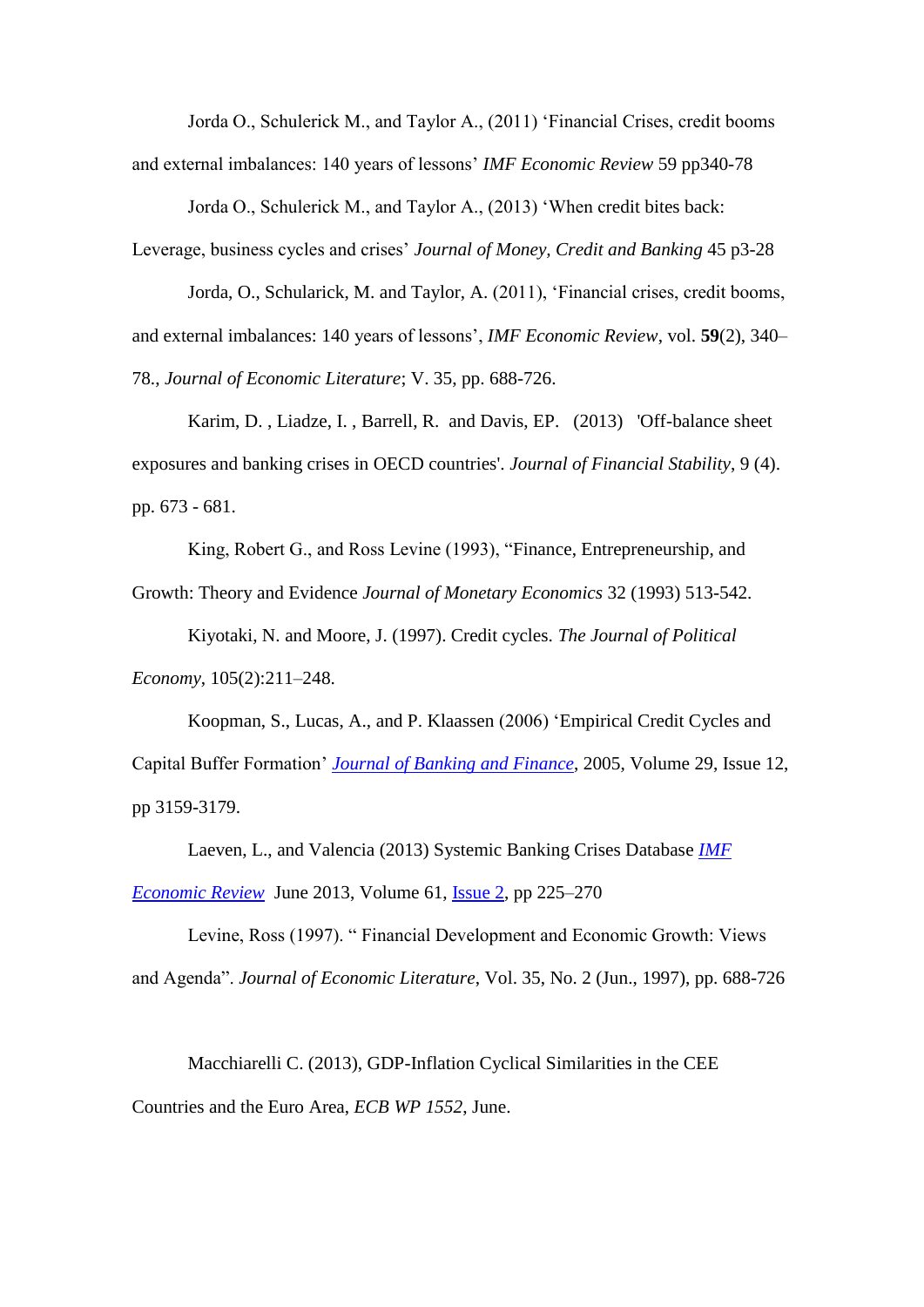Jorda O., Schulerick M., and Taylor A., (2011) 'Financial Crises, credit booms and external imbalances: 140 years of lessons' *IMF Economic Review* 59 pp340-78

Jorda O., Schulerick M., and Taylor A., (2013) 'When credit bites back: Leverage, business cycles and crises' *Journal of Money, Credit and Banking* 45 p3-28

Jorda, O., Schularick, M. and Taylor, A. (2011), 'Financial crises, credit booms, and external imbalances: 140 years of lessons', *IMF Economic Review*, vol. **59**(2), 340–78., *Journal of Economic Literature*; V. 35, pp. 688-726.

Karim, D. , Liadze, I. , Barrell, R. and Davis, EP. (2013) 'Off-balance sheet exposures and banking crises in OECD countries'. *Journal of Financial Stability*, 9 (4). pp. 673 - 681.

King, Robert G., and Ross Levine (1993), "Finance, Entrepreneurship, and Growth: Theory and Evidence *Journal of Monetary Economics* 32 (1993) 513-542.

Kiyotaki, N. and Moore, J. (1997). Credit cycles. *The Journal of Political Economy*, 105(2):211–248.

Koopman, S., Lucas, A., and P. Klaassen (2006) 'Empirical Credit Cycles and Capital Buffer Formation' *Journal of Banking and Finance*, 2005, Volume 29, Issue 12, pp 3159-3179.

Laeven, L., and Valencia (2013) Systemic Banking Crises Database *IMF Economic Review* June 2013, Volume 61, Issue 2, pp 225–270

Levine, Ross (1997). " Financial Development and Economic Growth: Views and Agenda". *Journal of Economic Literature*, Vol. 35, No. 2 (Jun., 1997), pp. 688-726

Macchiarelli C. (2013), GDP-Inflation Cyclical Similarities in the CEE Countries and the Euro Area, *ECB WP 1552*, June.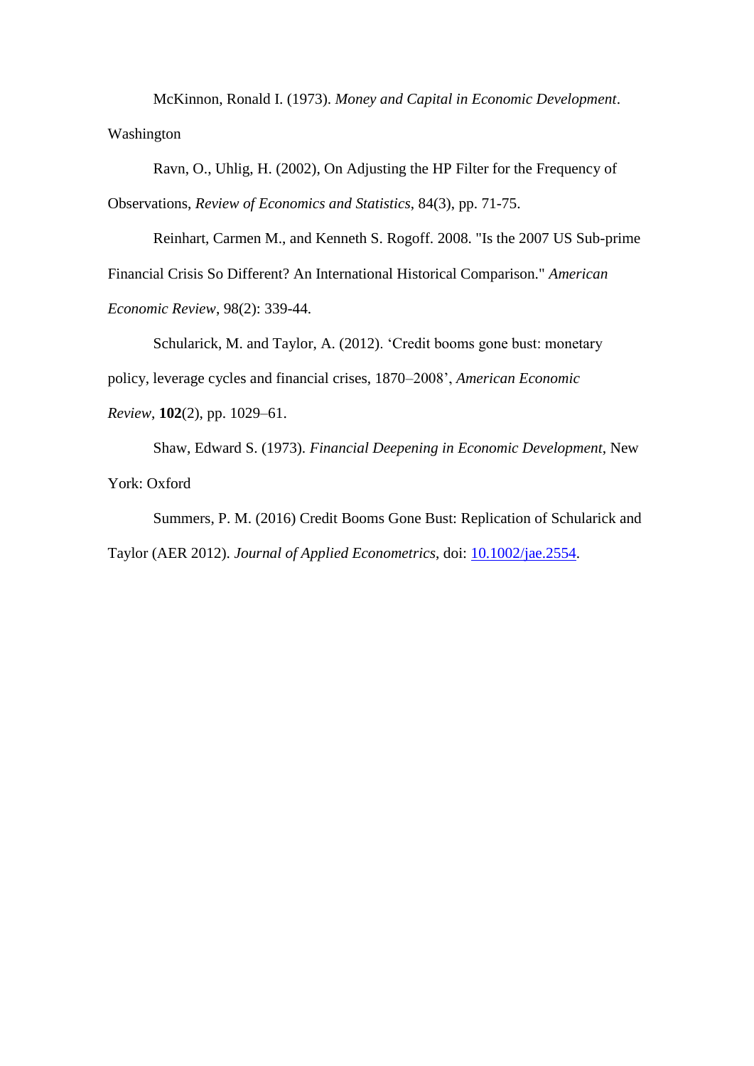McKinnon, Ronald I. (1973). *Money and Capital in Economic Development*. Washington

Ravn, O., Uhlig, H. (2002), On Adjusting the HP Filter for the Frequency of Observations, *Review of Economics and Statistics*, 84(3), pp. 71-75.

Reinhart, Carmen M., and Kenneth S. Rogoff. 2008. "Is the 2007 US Sub-prime Financial Crisis So Different? An International Historical Comparison." *American Economic Review*, 98(2): 339-44.

Schularick, M. and Taylor, A. (2012). 'Credit booms gone bust: monetary policy, leverage cycles and financial crises, 1870–2008', *American Economic Review*, **102**(2), pp. 1029–61.

Shaw, Edward S. (1973). *Financial Deepening in Economic Development*, New York: Oxford

Summers, P. M. (2016) Credit Booms Gone Bust: Replication of Schularick and Taylor (AER 2012). *Journal of Applied Econometrics*, doi: 10.1002/jae.2554.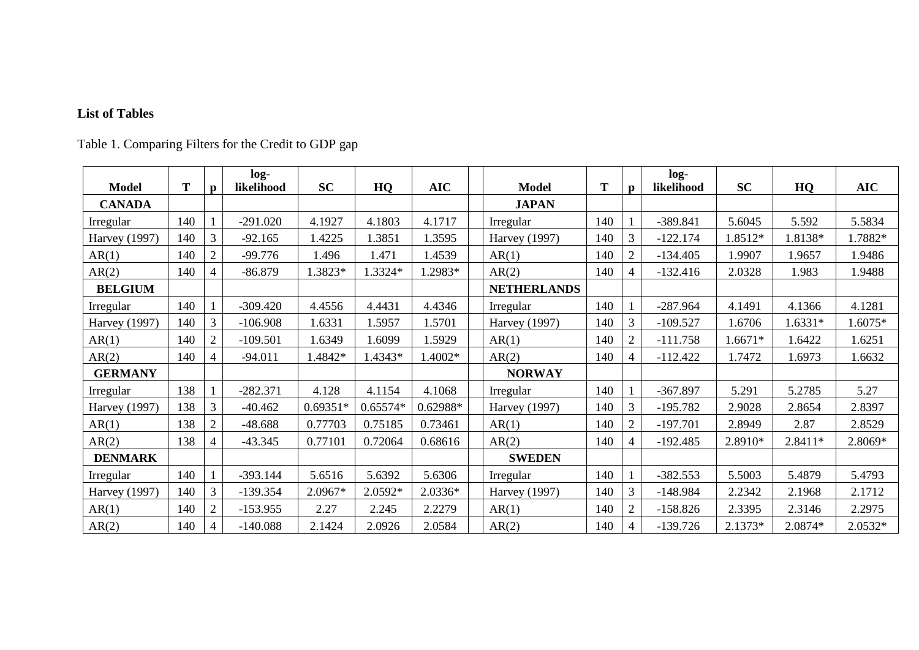**List of Tables**

Table 1. Comparing Filters for the Credit to GDP gap

| Model | T | p | log-likelihood | SC | HQ | AIC | | Model | T | p | log-likelihood | SC | HQ | AIC |
|---|---|---|---|---|---|---|---|---|---|---|---|---|---|---|
| **CANADA** | | | | | | | | **JAPAN** | | | | | | |
| Irregular | 140 | 1 | -291.020 | 4.1927 | 4.1803 | 4.1717 | | Irregular | 140 | 1 | -389.841 | 5.6045 | 5.592 | 5.5834 |
| Harvey (1997) | 140 | 3 | -92.165 | 1.4225 | 1.3851 | 1.3595 | | Harvey (1997) | 140 | 3 | -122.174 | 1.8512* | 1.8138* | 1.7882* |
| AR(1) | 140 | 2 | -99.776 | 1.496 | 1.471 | 1.4539 | | AR(1) | 140 | 2 | -134.405 | 1.9907 | 1.9657 | 1.9486 |
| AR(2) | 140 | 4 | -86.879 | 1.3823* | 1.3324* | 1.2983* | | AR(2) | 140 | 4 | -132.416 | 2.0328 | 1.983 | 1.9488 |
| **BELGIUM** | | | | | | | | **NETHERLANDS** | | | | | | |
| Irregular | 140 | 1 | -309.420 | 4.4556 | 4.4431 | 4.4346 | | Irregular | 140 | 1 | -287.964 | 4.1491 | 4.1366 | 4.1281 |
| Harvey (1997) | 140 | 3 | -106.908 | 1.6331 | 1.5957 | 1.5701 | | Harvey (1997) | 140 | 3 | -109.527 | 1.6706 | 1.6331* | 1.6075* |
| AR(1) | 140 | 2 | -109.501 | 1.6349 | 1.6099 | 1.5929 | | AR(1) | 140 | 2 | -111.758 | 1.6671* | 1.6422 | 1.6251 |
| AR(2) | 140 | 4 | -94.011 | 1.4842* | 1.4343* | 1.4002* | | AR(2) | 140 | 4 | -112.422 | 1.7472 | 1.6973 | 1.6632 |
| **GERMANY** | | | | | | | | **NORWAY** | | | | | | |
| Irregular | 138 | 1 | -282.371 | 4.128 | 4.1154 | 4.1068 | | Irregular | 140 | 1 | -367.897 | 5.291 | 5.2785 | 5.27 |
| Harvey (1997) | 138 | 3 | -40.462 | 0.69351* | 0.65574* | 0.62988* | | Harvey (1997) | 140 | 3 | -195.782 | 2.9028 | 2.8654 | 2.8397 |
| AR(1) | 138 | 2 | -48.688 | 0.77703 | 0.75185 | 0.73461 | | AR(1) | 140 | 2 | -197.701 | 2.8949 | 2.87 | 2.8529 |
| AR(2) | 138 | 4 | -43.345 | 0.77101 | 0.72064 | 0.68616 | | AR(2) | 140 | 4 | -192.485 | 2.8910* | 2.8411* | 2.8069* |
| **DENMARK** | | | | | | | | **SWEDEN** | | | | | | |
| Irregular | 140 | 1 | -393.144 | 5.6516 | 5.6392 | 5.6306 | | Irregular | 140 | 1 | -382.553 | 5.5003 | 5.4879 | 5.4793 |
| Harvey (1997) | 140 | 3 | -139.354 | 2.0967* | 2.0592* | 2.0336* | | Harvey (1997) | 140 | 3 | -148.984 | 2.2342 | 2.1968 | 2.1712 |
| AR(1) | 140 | 2 | -153.955 | 2.27 | 2.245 | 2.2279 | | AR(1) | 140 | 2 | -158.826 | 2.3395 | 2.3146 | 2.2975 |
| AR(2) | 140 | 4 | -140.088 | 2.1424 | 2.0926 | 2.0584 | | AR(2) | 140 | 4 | -139.726 | 2.1373* | 2.0874* | 2.0532* |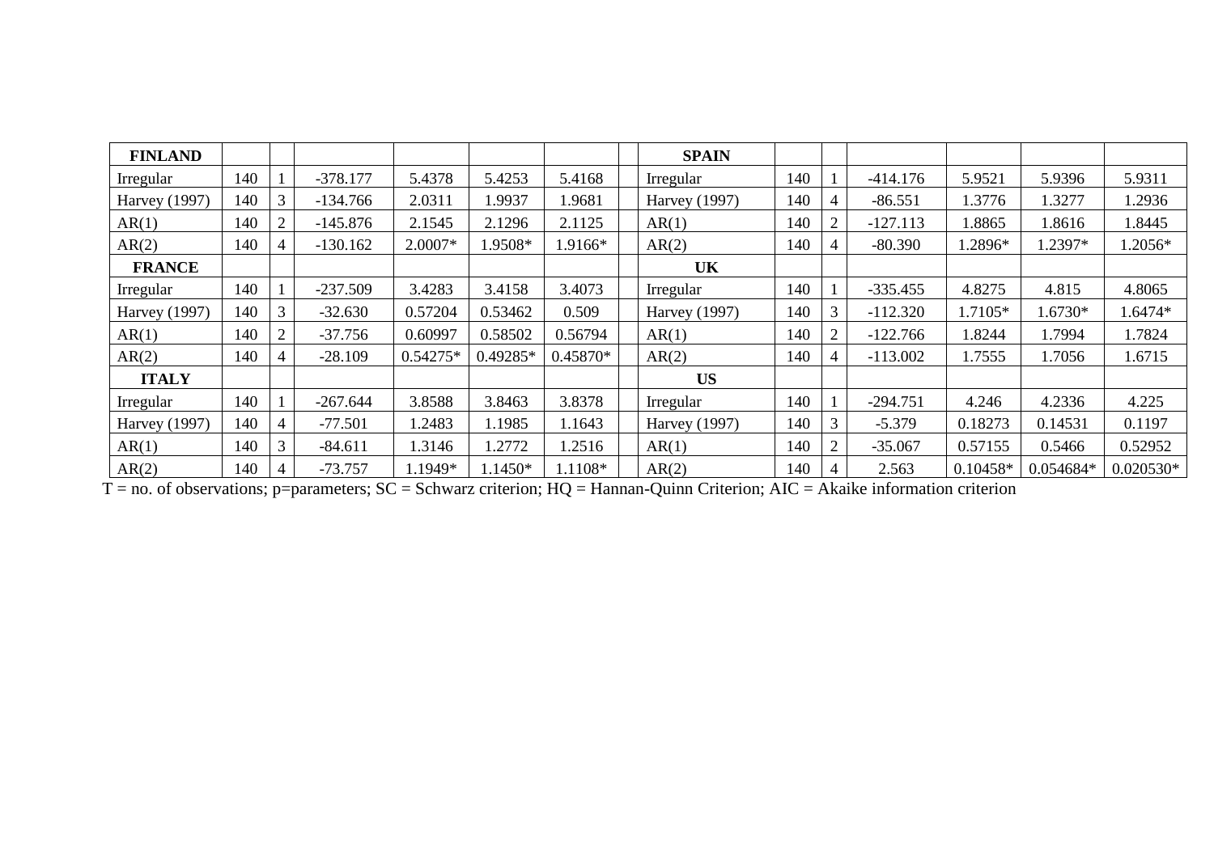| FINLAND | | | | | | | | SPAIN | | | | | | |
|---|---|---|---|---|---|---|---|---|---|---|---|---|---|---|
| Irregular | 140 | 1 | -378.177 | 5.4378 | 5.4253 | 5.4168 | | Irregular | 140 | 1 | -414.176 | 5.9521 | 5.9396 | 5.9311 |
| Harvey (1997) | 140 | 3 | -134.766 | 2.0311 | 1.9937 | 1.9681 | | Harvey (1997) | 140 | 4 | -86.551 | 1.3776 | 1.3277 | 1.2936 |
| AR(1) | 140 | 2 | -145.876 | 2.1545 | 2.1296 | 2.1125 | | AR(1) | 140 | 2 | -127.113 | 1.8865 | 1.8616 | 1.8445 |
| AR(2) | 140 | 4 | -130.162 | 2.0007* | 1.9508* | 1.9166* | | AR(2) | 140 | 4 | -80.390 | 1.2896* | 1.2397* | 1.2056* |
| **FRANCE** | | | | | | | | **UK** | | | | | | |
| Irregular | 140 | 1 | -237.509 | 3.4283 | 3.4158 | 3.4073 | | Irregular | 140 | 1 | -335.455 | 4.8275 | 4.815 | 4.8065 |
| Harvey (1997) | 140 | 3 | -32.630 | 0.57204 | 0.53462 | 0.509 | | Harvey (1997) | 140 | 3 | -112.320 | 1.7105* | 1.6730* | 1.6474* |
| AR(1) | 140 | 2 | -37.756 | 0.60997 | 0.58502 | 0.56794 | | AR(1) | 140 | 2 | -122.766 | 1.8244 | 1.7994 | 1.7824 |
| AR(2) | 140 | 4 | -28.109 | 0.54275* | 0.49285* | 0.45870* | | AR(2) | 140 | 4 | -113.002 | 1.7555 | 1.7056 | 1.6715 |
| **ITALY** | | | | | | | | **US** | | | | | | |
| Irregular | 140 | 1 | -267.644 | 3.8588 | 3.8463 | 3.8378 | | Irregular | 140 | 1 | -294.751 | 4.246 | 4.2336 | 4.225 |
| Harvey (1997) | 140 | 4 | -77.501 | 1.2483 | 1.1985 | 1.1643 | | Harvey (1997) | 140 | 3 | -5.379 | 0.18273 | 0.14531 | 0.1197 |
| AR(1) | 140 | 3 | -84.611 | 1.3146 | 1.2772 | 1.2516 | | AR(1) | 140 | 2 | -35.067 | 0.57155 | 0.5466 | 0.52952 |
| AR(2) | 140 | 4 | -73.757 | 1.1949* | 1.1450* | 1.1108* | | AR(2) | 140 | 4 | 2.563 | 0.10458* | 0.054684* | 0.020530* |

T = no. of observations; p=parameters; SC = Schwarz criterion; HQ = Hannan-Quinn Criterion; AIC = Akaike information criterion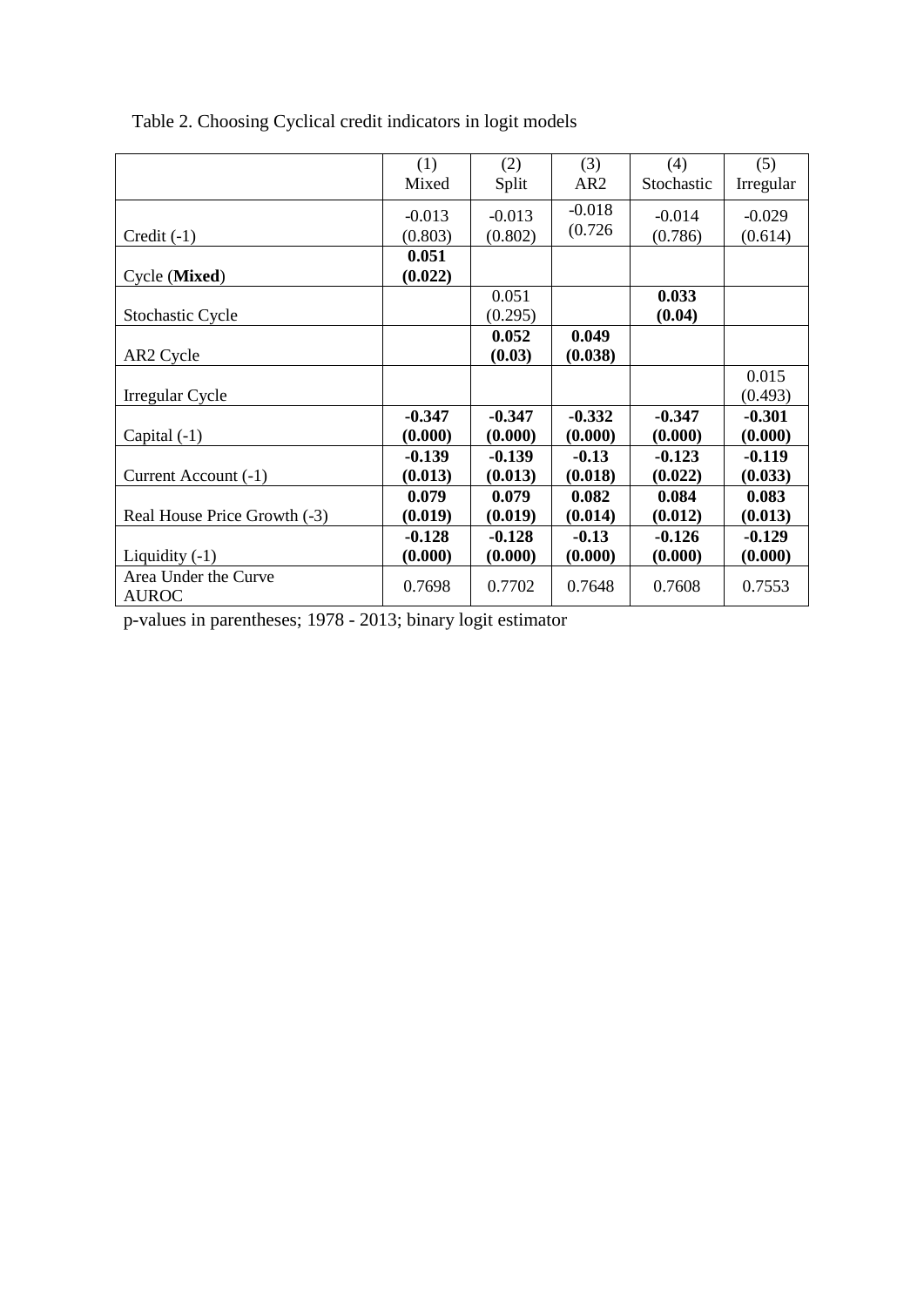Table 2. Choosing Cyclical credit indicators in logit models

| | (1) Mixed | (2) Split | (3) AR2 | (4) Stochastic | (5) Irregular |
|---|---|---|---|---|---|
| Credit (-1) | -0.013 (0.803) | -0.013 (0.802) | -0.018 (0.726 | -0.014 (0.786) | -0.029 (0.614) |
| Cycle (**Mixed**) | **0.051 (0.022)** | | | | |
| Stochastic Cycle | | 0.051 (0.295) | | **0.033 (0.04)** | |
| AR2 Cycle | | **0.052 (0.03)** | **0.049 (0.038)** | | |
| Irregular Cycle | | | | | 0.015 (0.493) |
| Capital (-1) | **-0.347 (0.000)** | **-0.347 (0.000)** | **-0.332 (0.000)** | **-0.347 (0.000)** | **-0.301 (0.000)** |
| Current Account (-1) | **-0.139 (0.013)** | **-0.139 (0.013)** | **-0.13 (0.018)** | **-0.123 (0.022)** | **-0.119 (0.033)** |
| Real House Price Growth (-3) | **0.079 (0.019)** | **0.079 (0.019)** | **0.082 (0.014)** | **0.084 (0.012)** | **0.083 (0.013)** |
| Liquidity (-1) | **-0.128 (0.000)** | **-0.128 (0.000)** | **-0.13 (0.000)** | **-0.126 (0.000)** | **-0.129 (0.000)** |
| Area Under the Curve AUROC | 0.7698 | 0.7702 | 0.7648 | 0.7608 | 0.7553 |

p-values in parentheses; 1978 - 2013; binary logit estimator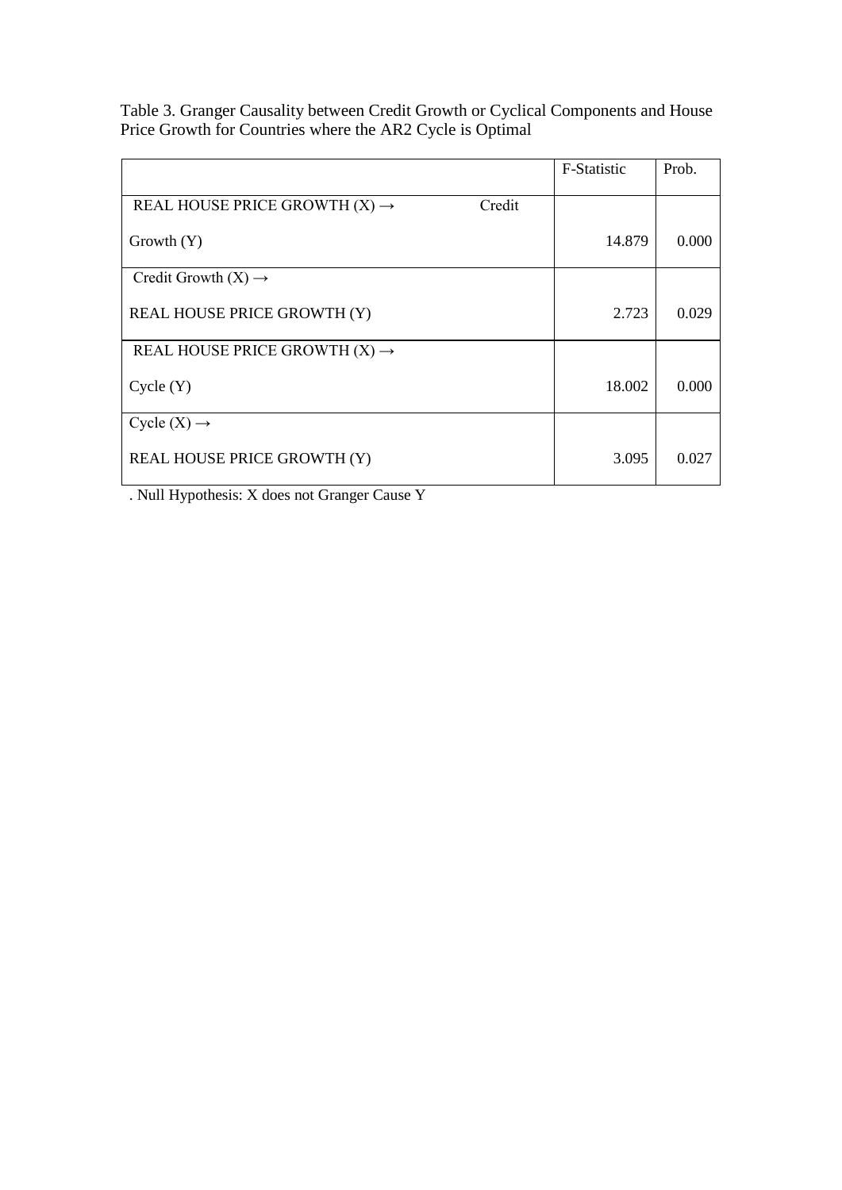Table 3. Granger Causality between Credit Growth or Cyclical Components and House Price Growth for Countries where the AR2 Cycle is Optimal

| | F-Statistic | Prob. |
|---|---|---|
| REAL HOUSE PRICE GROWTH (X) → Credit Growth (Y) | 14.879 | 0.000 |
| Credit Growth (X) → REAL HOUSE PRICE GROWTH (Y) | 2.723 | 0.029 |
| REAL HOUSE PRICE GROWTH (X) → Cycle (Y) | 18.002 | 0.000 |
| Cycle (X) → REAL HOUSE PRICE GROWTH (Y) | 3.095 | 0.027 |

. Null Hypothesis: X does not Granger Cause Y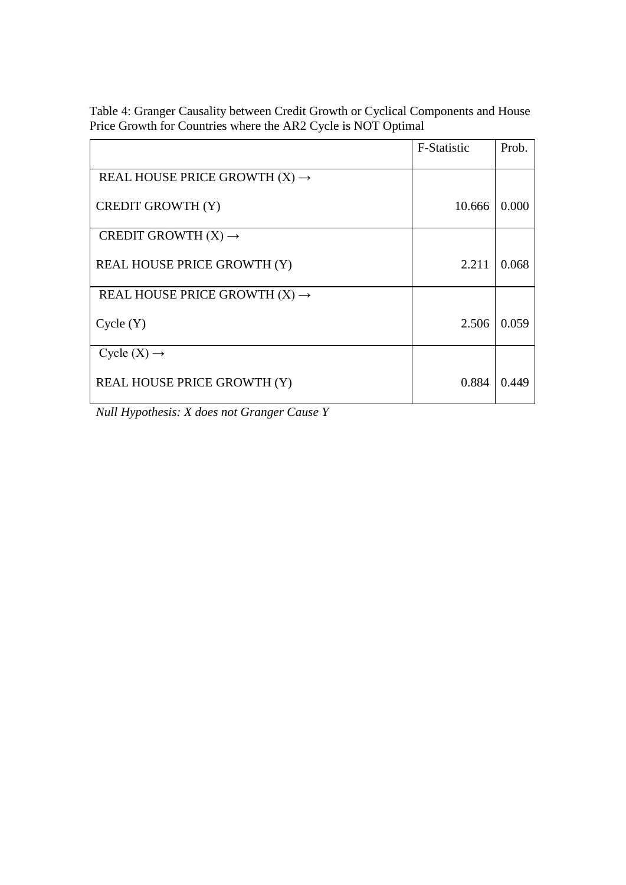Table 4: Granger Causality between Credit Growth or Cyclical Components and House Price Growth for Countries where the AR2 Cycle is NOT Optimal

| | F-Statistic | Prob. |
|---|---|---|
| REAL HOUSE PRICE GROWTH (X) → CREDIT GROWTH (Y) | 10.666 | 0.000 |
| CREDIT GROWTH (X) → REAL HOUSE PRICE GROWTH (Y) | 2.211 | 0.068 |
| REAL HOUSE PRICE GROWTH (X) → Cycle (Y) | 2.506 | 0.059 |
| Cycle (X) → REAL HOUSE PRICE GROWTH (Y) | 0.884 | 0.449 |

*Null Hypothesis: X does not Granger Cause Y*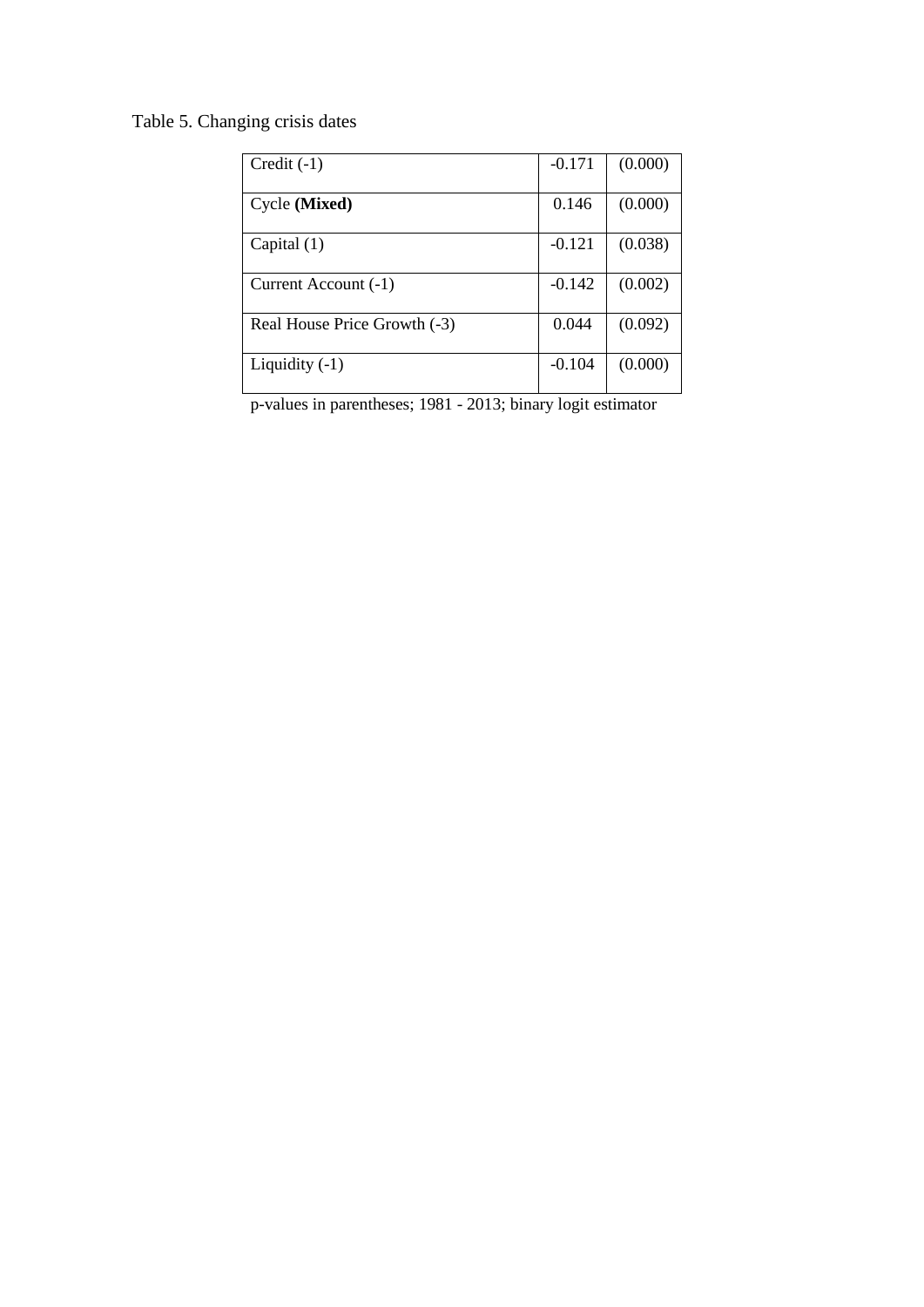Table 5. Changing crisis dates

| | | |
|---|---|---|
| Credit (-1) | -0.171 | (0.000) |
| Cycle **(Mixed)** | 0.146 | (0.000) |
| Capital (1) | -0.121 | (0.038) |
| Current Account (-1) | -0.142 | (0.002) |
| Real House Price Growth (-3) | 0.044 | (0.092) |
| Liquidity (-1) | -0.104 | (0.000) |

p-values in parentheses; 1981 - 2013; binary logit estimator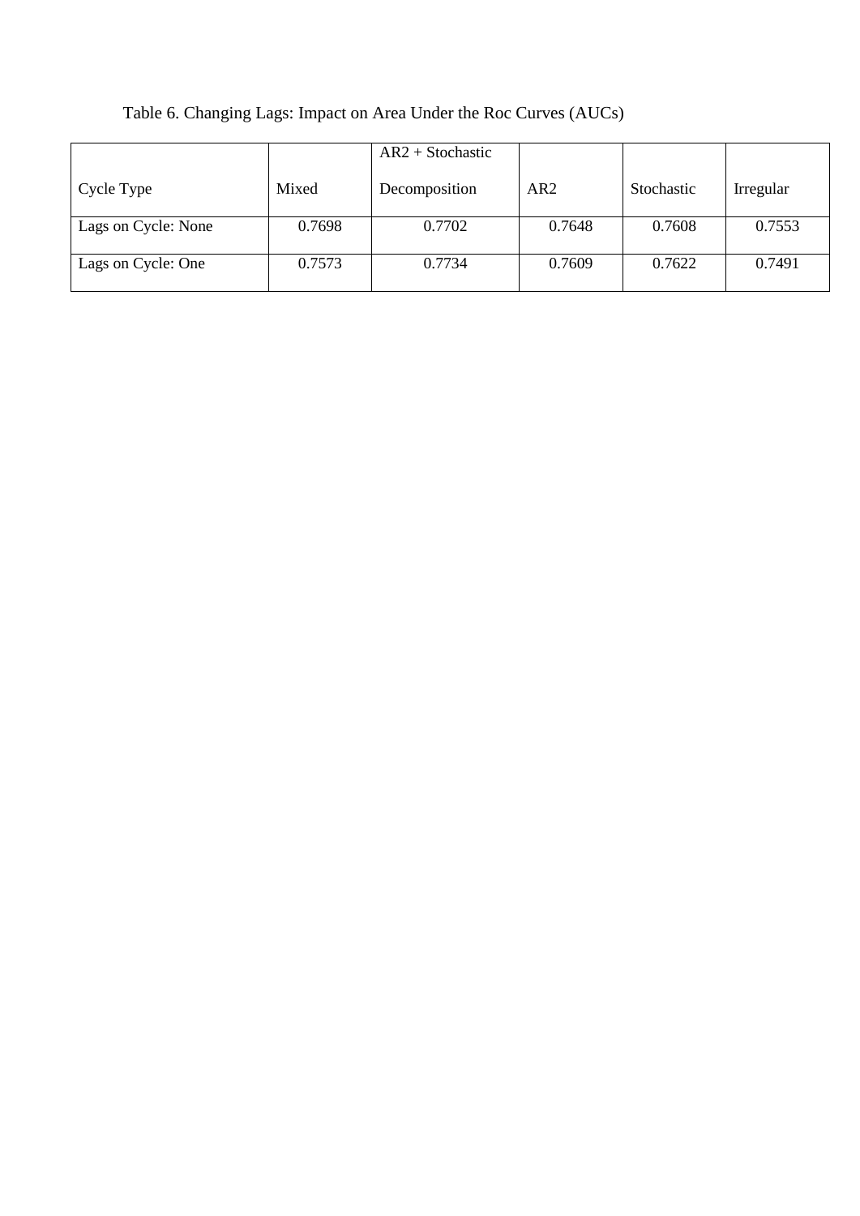Table 6. Changing Lags: Impact on Area Under the Roc Curves (AUCs)

| Cycle Type | Mixed | AR2 + Stochastic Decomposition | AR2 | Stochastic | Irregular |
|---|---|---|---|---|---|
| Lags on Cycle: None | 0.7698 | 0.7702 | 0.7648 | 0.7608 | 0.7553 |
| Lags on Cycle: One | 0.7573 | 0.7734 | 0.7609 | 0.7622 | 0.7491 |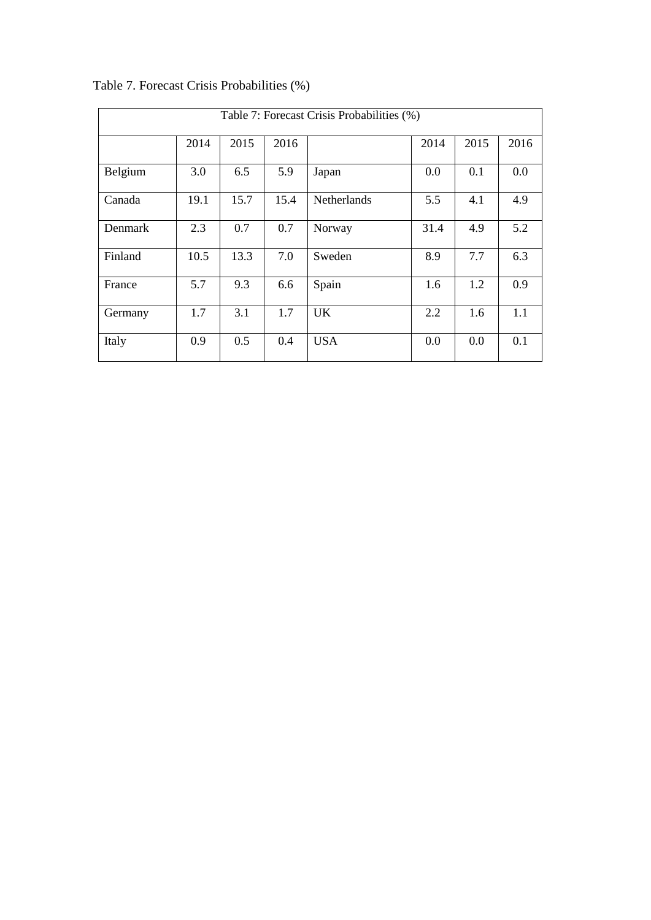Table 7. Forecast Crisis Probabilities (%)

| Table 7: Forecast Crisis Probabilities (%) | | | | | | | |
|---|---|---|---|---|---|---|---|
| | 2014 | 2015 | 2016 | | 2014 | 2015 | 2016 |
| Belgium | 3.0 | 6.5 | 5.9 | Japan | 0.0 | 0.1 | 0.0 |
| Canada | 19.1 | 15.7 | 15.4 | Netherlands | 5.5 | 4.1 | 4.9 |
| Denmark | 2.3 | 0.7 | 0.7 | Norway | 31.4 | 4.9 | 5.2 |
| Finland | 10.5 | 13.3 | 7.0 | Sweden | 8.9 | 7.7 | 6.3 |
| France | 5.7 | 9.3 | 6.6 | Spain | 1.6 | 1.2 | 0.9 |
| Germany | 1.7 | 3.1 | 1.7 | UK | 2.2 | 1.6 | 1.1 |
| Italy | 0.9 | 0.5 | 0.4 | USA | 0.0 | 0.0 | 0.1 |